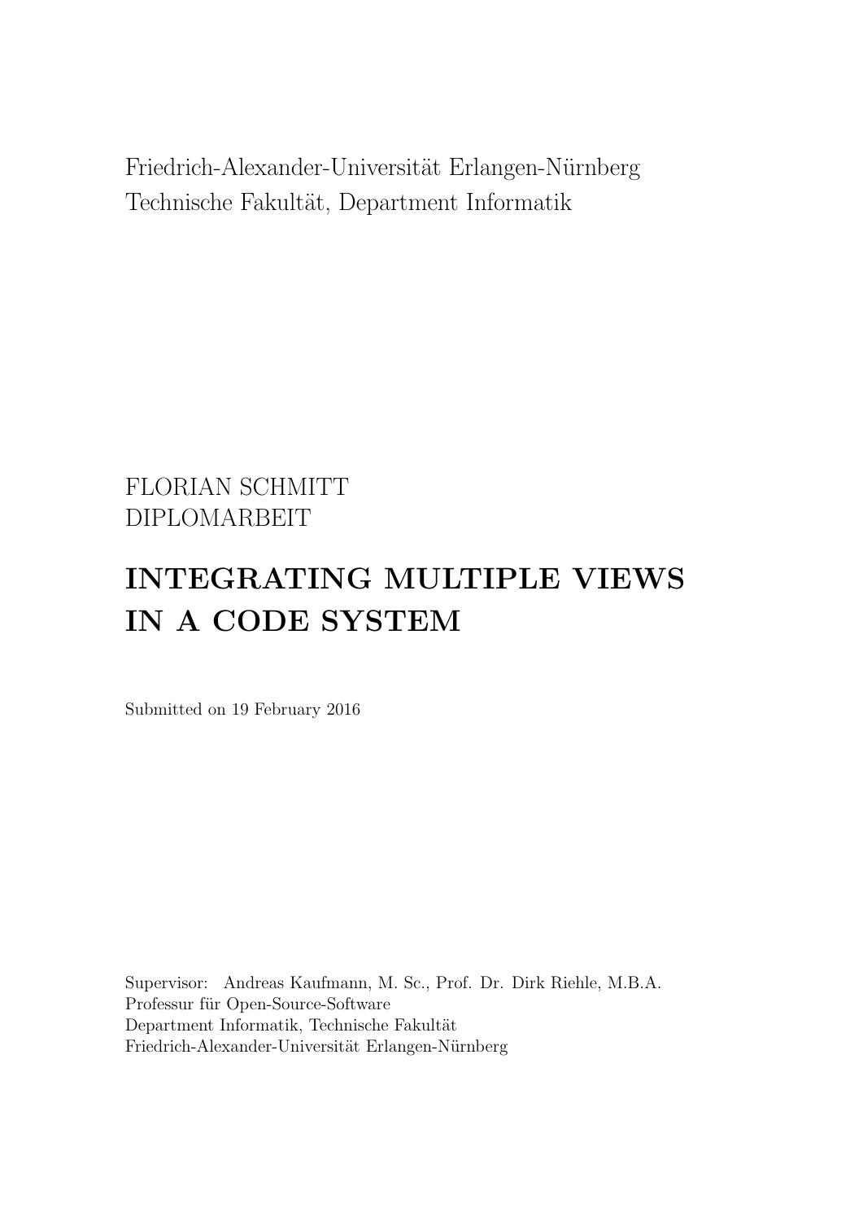Friedrich-Alexander-Universität Erlangen-Nürnberg
Technische Fakultät, Department Informatik

FLORIAN SCHMITT
DIPLOMARBEIT

# INTEGRATING MULTIPLE VIEWS IN A CODE SYSTEM

Submitted on 19 February 2016

Supervisor: Andreas Kaufmann, M. Sc., Prof. Dr. Dirk Riehle, M.B.A.
Professur für Open-Source-Software
Department Informatik, Technische Fakultät
Friedrich-Alexander-Universität Erlangen-Nürnberg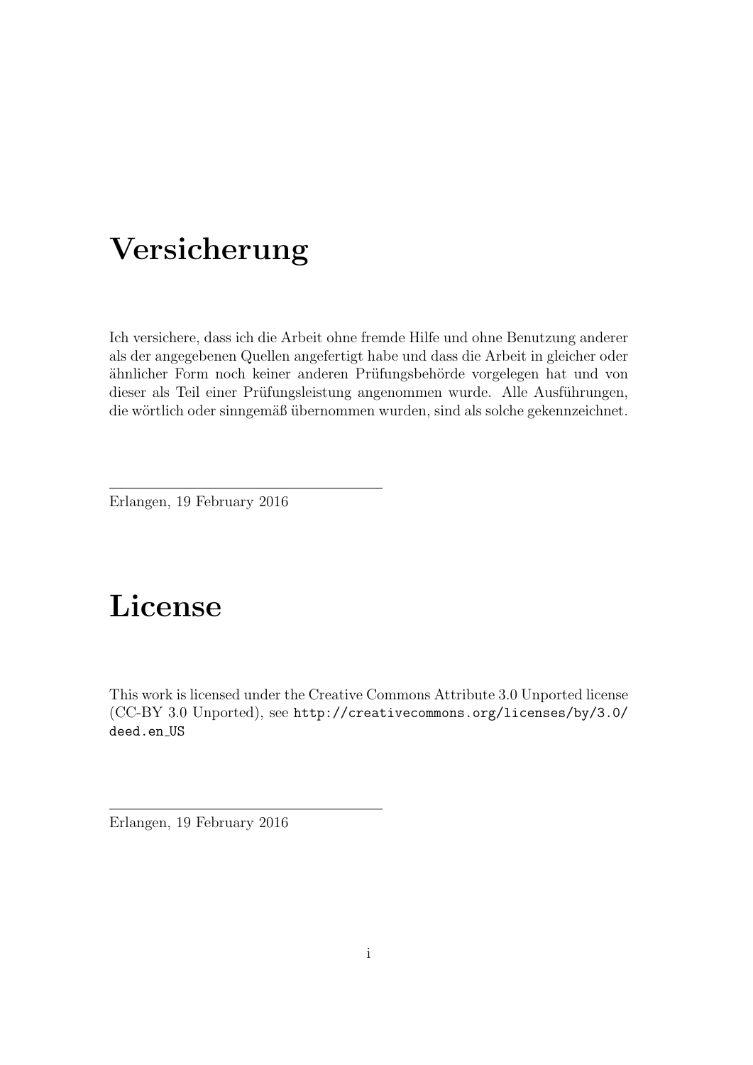# Versicherung

Ich versichere, dass ich die Arbeit ohne fremde Hilfe und ohne Benutzung anderer als der angegebenen Quellen angefertigt habe und dass die Arbeit in gleicher oder ähnlicher Form noch keiner anderen Prüfungsbehörde vorgelegen hat und von dieser als Teil einer Prüfungsleistung angenommen wurde. Alle Ausführungen, die wörtlich oder sinngemäß übernommen wurden, sind als solche gekennzeichnet.

---

Erlangen, 19 February 2016

# License

This work is licensed under the Creative Commons Attribute 3.0 Unported license (CC-BY 3.0 Unported), see `http://creativecommons.org/licenses/by/3.0/deed.en_US`

---

Erlangen, 19 February 2016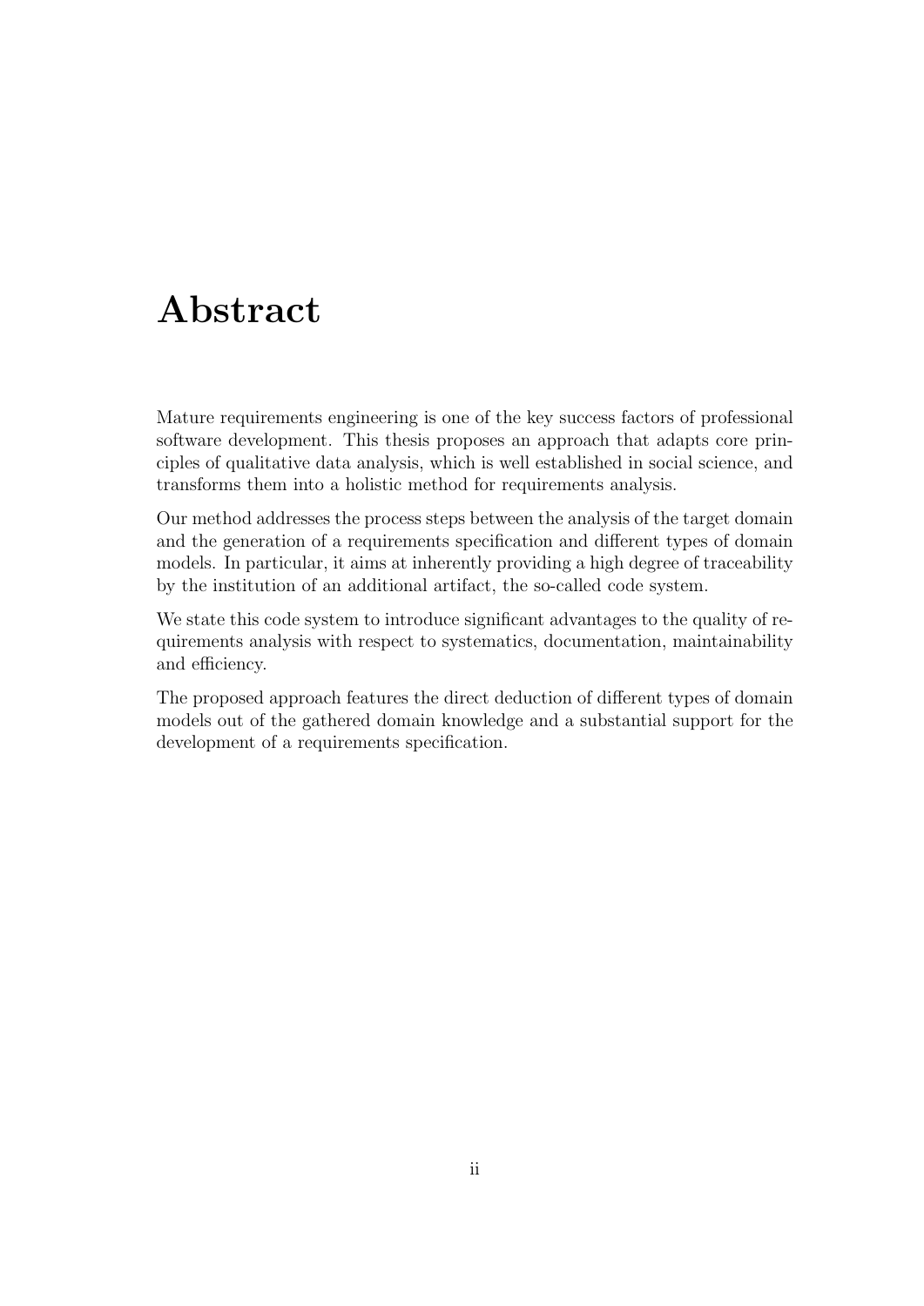# Abstract

Mature requirements engineering is one of the key success factors of professional software development. This thesis proposes an approach that adapts core principles of qualitative data analysis, which is well established in social science, and transforms them into a holistic method for requirements analysis.

Our method addresses the process steps between the analysis of the target domain and the generation of a requirements specification and different types of domain models. In particular, it aims at inherently providing a high degree of traceability by the institution of an additional artifact, the so-called code system.

We state this code system to introduce significant advantages to the quality of requirements analysis with respect to systematics, documentation, maintainability and efficiency.

The proposed approach features the direct deduction of different types of domain models out of the gathered domain knowledge and a substantial support for the development of a requirements specification.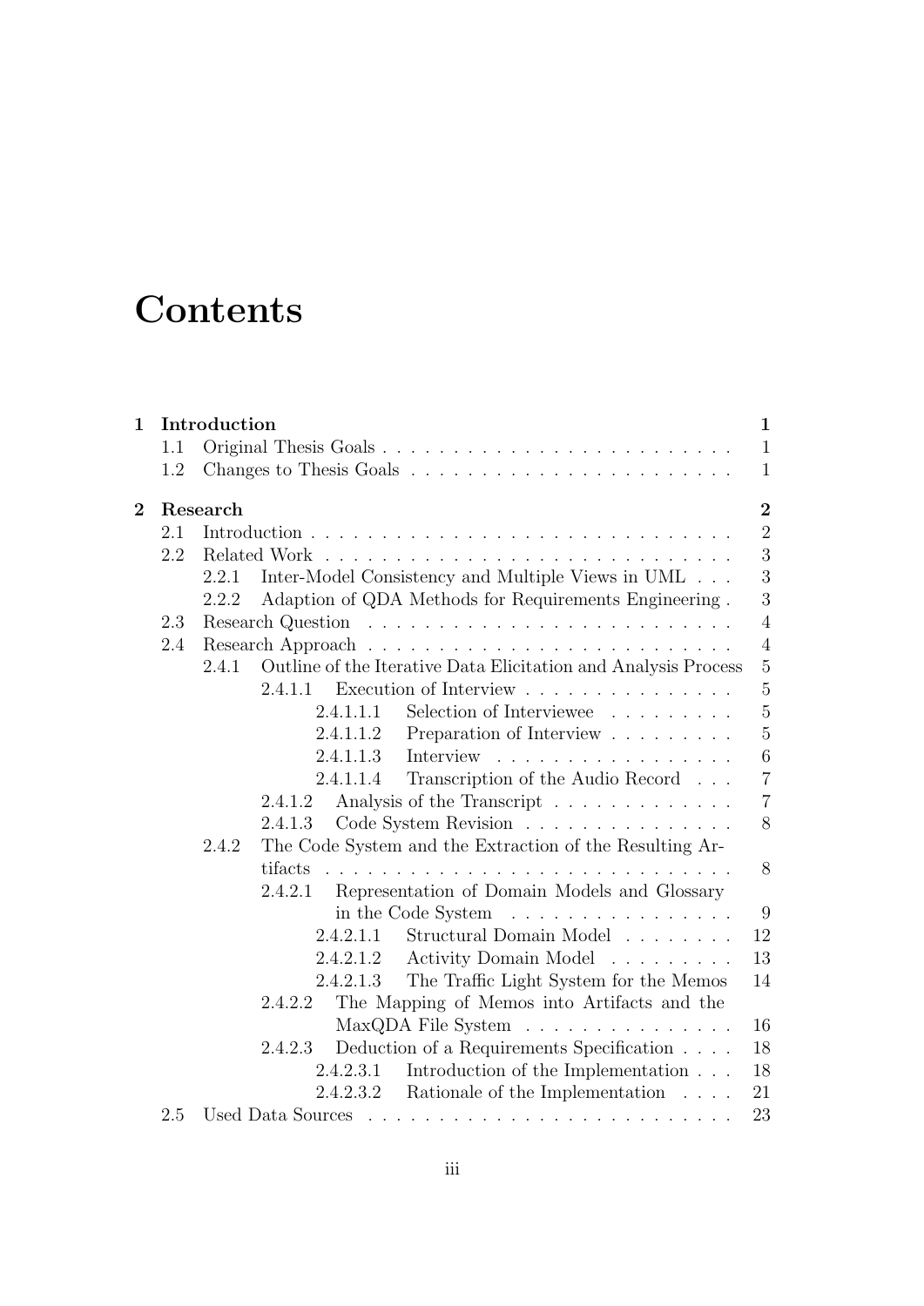# Contents

- **1 Introduction** — **1**
  - 1.1 Original Thesis Goals — 1
  - 1.2 Changes to Thesis Goals — 1
- **2 Research** — **2**
  - 2.1 Introduction — 2
  - 2.2 Related Work — 3
    - 2.2.1 Inter-Model Consistency and Multiple Views in UML — 3
    - 2.2.2 Adaption of QDA Methods for Requirements Engineering — 3
  - 2.3 Research Question — 4
  - 2.4 Research Approach — 4
    - 2.4.1 Outline of the Iterative Data Elicitation and Analysis Process — 5
      - 2.4.1.1 Execution of Interview — 5
        - 2.4.1.1.1 Selection of Interviewee — 5
        - 2.4.1.1.2 Preparation of Interview — 5
        - 2.4.1.1.3 Interview — 6
        - 2.4.1.1.4 Transcription of the Audio Record — 7
      - 2.4.1.2 Analysis of the Transcript — 7
      - 2.4.1.3 Code System Revision — 8
    - 2.4.2 The Code System and the Extraction of the Resulting Artifacts — 8
      - 2.4.2.1 Representation of Domain Models and Glossary in the Code System — 9
        - 2.4.2.1.1 Structural Domain Model — 12
        - 2.4.2.1.2 Activity Domain Model — 13
        - 2.4.2.1.3 The Traffic Light System for the Memos — 14
      - 2.4.2.2 The Mapping of Memos into Artifacts and the MaxQDA File System — 16
      - 2.4.2.3 Deduction of a Requirements Specification — 18
        - 2.4.2.3.1 Introduction of the Implementation — 18
        - 2.4.2.3.2 Rationale of the Implementation — 21
  - 2.5 Used Data Sources — 23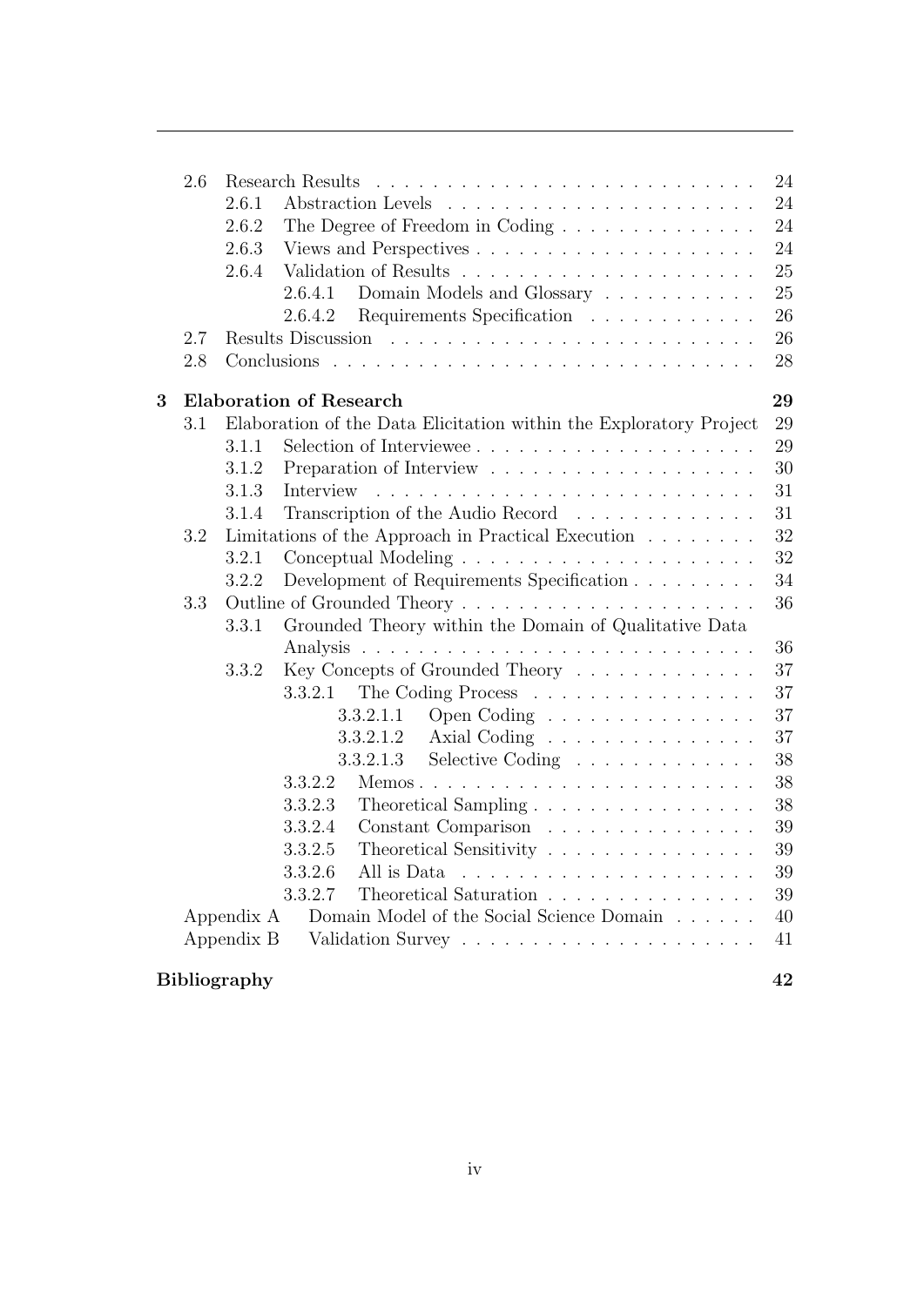- 2.6 Research Results — 24
  - 2.6.1 Abstraction Levels — 24
  - 2.6.2 The Degree of Freedom in Coding — 24
  - 2.6.3 Views and Perspectives — 24
  - 2.6.4 Validation of Results — 25
    - 2.6.4.1 Domain Models and Glossary — 25
    - 2.6.4.2 Requirements Specification — 26
- 2.7 Results Discussion — 26
- 2.8 Conclusions — 28

**3 Elaboration of Research — 29**

- 3.1 Elaboration of the Data Elicitation within the Exploratory Project — 29
  - 3.1.1 Selection of Interviewee — 29
  - 3.1.2 Preparation of Interview — 30
  - 3.1.3 Interview — 31
  - 3.1.4 Transcription of the Audio Record — 31
- 3.2 Limitations of the Approach in Practical Execution — 32
  - 3.2.1 Conceptual Modeling — 32
  - 3.2.2 Development of Requirements Specification — 34
- 3.3 Outline of Grounded Theory — 36
  - 3.3.1 Grounded Theory within the Domain of Qualitative Data Analysis — 36
  - 3.3.2 Key Concepts of Grounded Theory — 37
    - 3.3.2.1 The Coding Process — 37
      - 3.3.2.1.1 Open Coding — 37
      - 3.3.2.1.2 Axial Coding — 37
      - 3.3.2.1.3 Selective Coding — 38
    - 3.3.2.2 Memos — 38
    - 3.3.2.3 Theoretical Sampling — 38
    - 3.3.2.4 Constant Comparison — 39
    - 3.3.2.5 Theoretical Sensitivity — 39
    - 3.3.2.6 All is Data — 39
    - 3.3.2.7 Theoretical Saturation — 39
- Appendix A Domain Model of the Social Science Domain — 40
- Appendix B Validation Survey — 41

**Bibliography — 42**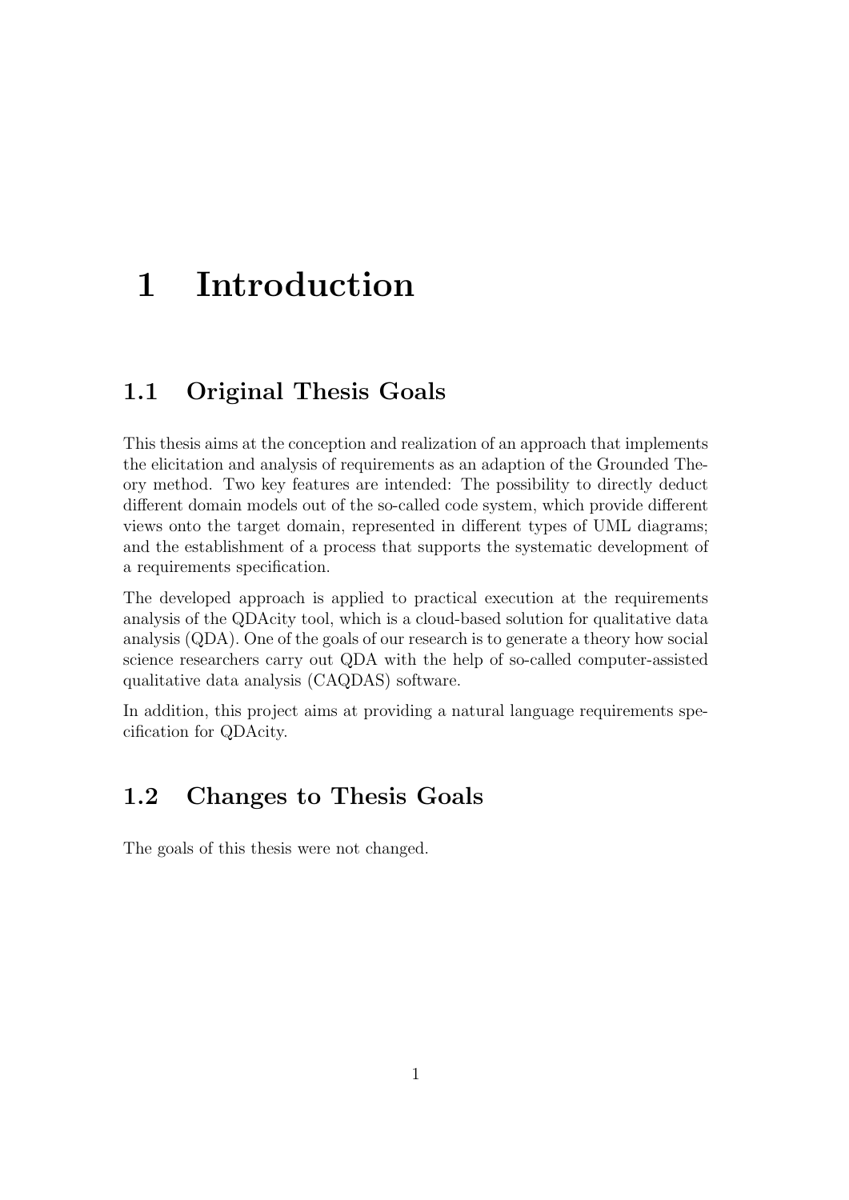# 1 Introduction

## 1.1 Original Thesis Goals

This thesis aims at the conception and realization of an approach that implements the elicitation and analysis of requirements as an adaption of the Grounded Theory method. Two key features are intended: The possibility to directly deduct different domain models out of the so-called code system, which provide different views onto the target domain, represented in different types of UML diagrams; and the establishment of a process that supports the systematic development of a requirements specification.

The developed approach is applied to practical execution at the requirements analysis of the QDAcity tool, which is a cloud-based solution for qualitative data analysis (QDA). One of the goals of our research is to generate a theory how social science researchers carry out QDA with the help of so-called computer-assisted qualitative data analysis (CAQDAS) software.

In addition, this project aims at providing a natural language requirements specification for QDAcity.

## 1.2 Changes to Thesis Goals

The goals of this thesis were not changed.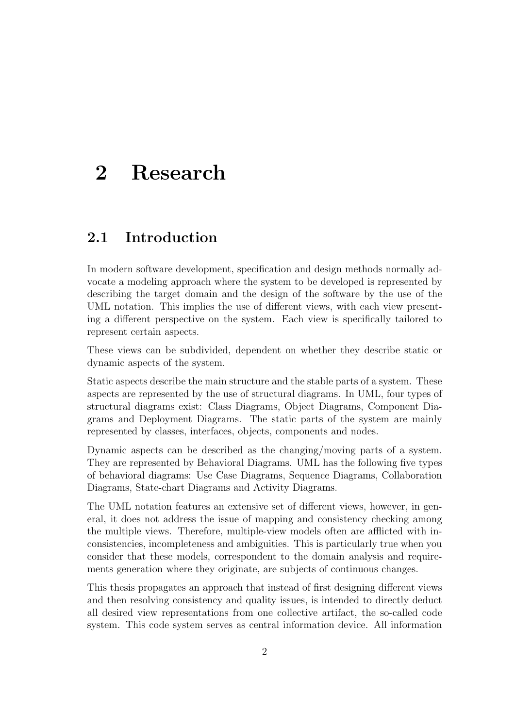# 2 Research

## 2.1 Introduction

In modern software development, specification and design methods normally advocate a modeling approach where the system to be developed is represented by describing the target domain and the design of the software by the use of the UML notation. This implies the use of different views, with each view presenting a different perspective on the system. Each view is specifically tailored to represent certain aspects.

These views can be subdivided, dependent on whether they describe static or dynamic aspects of the system.

Static aspects describe the main structure and the stable parts of a system. These aspects are represented by the use of structural diagrams. In UML, four types of structural diagrams exist: Class Diagrams, Object Diagrams, Component Diagrams and Deployment Diagrams. The static parts of the system are mainly represented by classes, interfaces, objects, components and nodes.

Dynamic aspects can be described as the changing/moving parts of a system. They are represented by Behavioral Diagrams. UML has the following five types of behavioral diagrams: Use Case Diagrams, Sequence Diagrams, Collaboration Diagrams, State-chart Diagrams and Activity Diagrams.

The UML notation features an extensive set of different views, however, in general, it does not address the issue of mapping and consistency checking among the multiple views. Therefore, multiple-view models often are afflicted with inconsistencies, incompleteness and ambiguities. This is particularly true when you consider that these models, correspondent to the domain analysis and requirements generation where they originate, are subjects of continuous changes.

This thesis propagates an approach that instead of first designing different views and then resolving consistency and quality issues, is intended to directly deduct all desired view representations from one collective artifact, the so-called code system. This code system serves as central information device. All information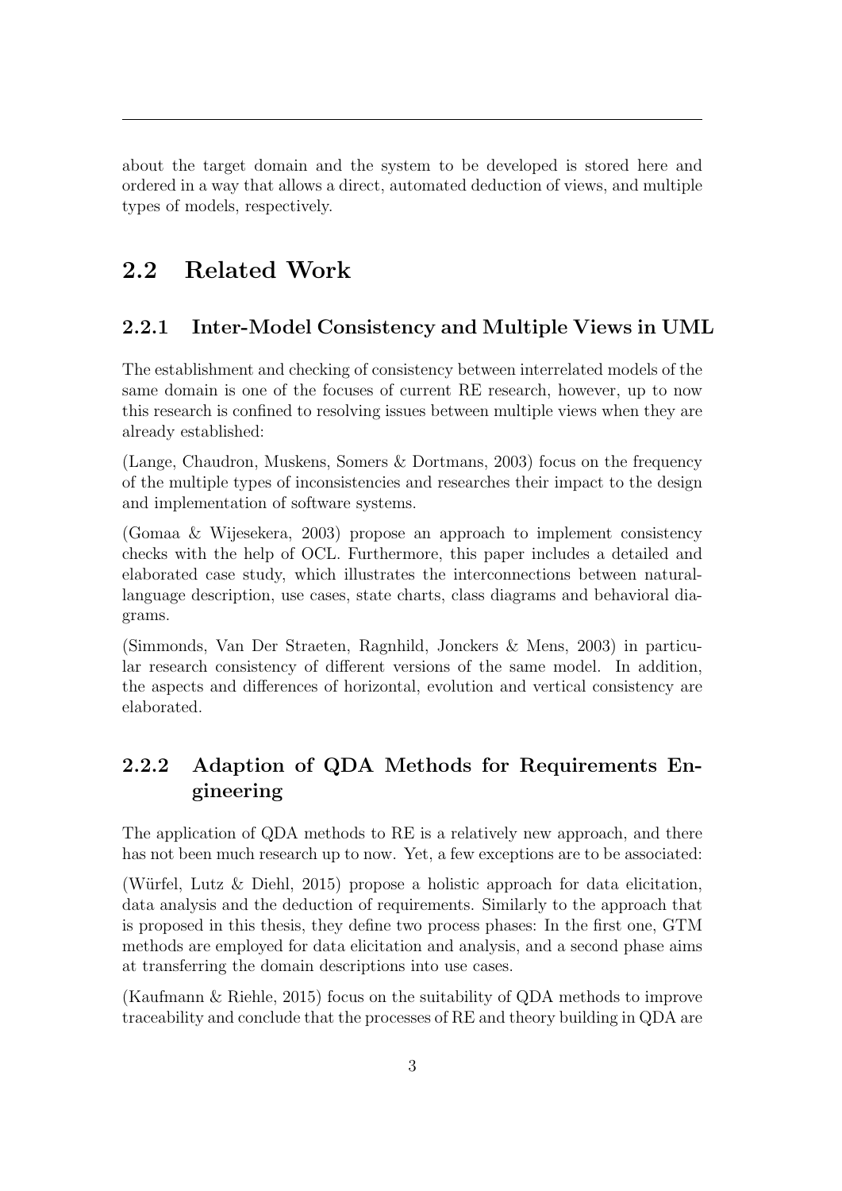about the target domain and the system to be developed is stored here and ordered in a way that allows a direct, automated deduction of views, and multiple types of models, respectively.

## 2.2 Related Work

### 2.2.1 Inter-Model Consistency and Multiple Views in UML

The establishment and checking of consistency between interrelated models of the same domain is one of the focuses of current RE research, however, up to now this research is confined to resolving issues between multiple views when they are already established:

(Lange, Chaudron, Muskens, Somers & Dortmans, 2003) focus on the frequency of the multiple types of inconsistencies and researches their impact to the design and implementation of software systems.

(Gomaa & Wijesekera, 2003) propose an approach to implement consistency checks with the help of OCL. Furthermore, this paper includes a detailed and elaborated case study, which illustrates the interconnections between natural-language description, use cases, state charts, class diagrams and behavioral diagrams.

(Simmonds, Van Der Straeten, Ragnhild, Jonckers & Mens, 2003) in particular research consistency of different versions of the same model. In addition, the aspects and differences of horizontal, evolution and vertical consistency are elaborated.

### 2.2.2 Adaption of QDA Methods for Requirements Engineering

The application of QDA methods to RE is a relatively new approach, and there has not been much research up to now. Yet, a few exceptions are to be associated:

(Würfel, Lutz & Diehl, 2015) propose a holistic approach for data elicitation, data analysis and the deduction of requirements. Similarly to the approach that is proposed in this thesis, they define two process phases: In the first one, GTM methods are employed for data elicitation and analysis, and a second phase aims at transferring the domain descriptions into use cases.

(Kaufmann & Riehle, 2015) focus on the suitability of QDA methods to improve traceability and conclude that the processes of RE and theory building in QDA are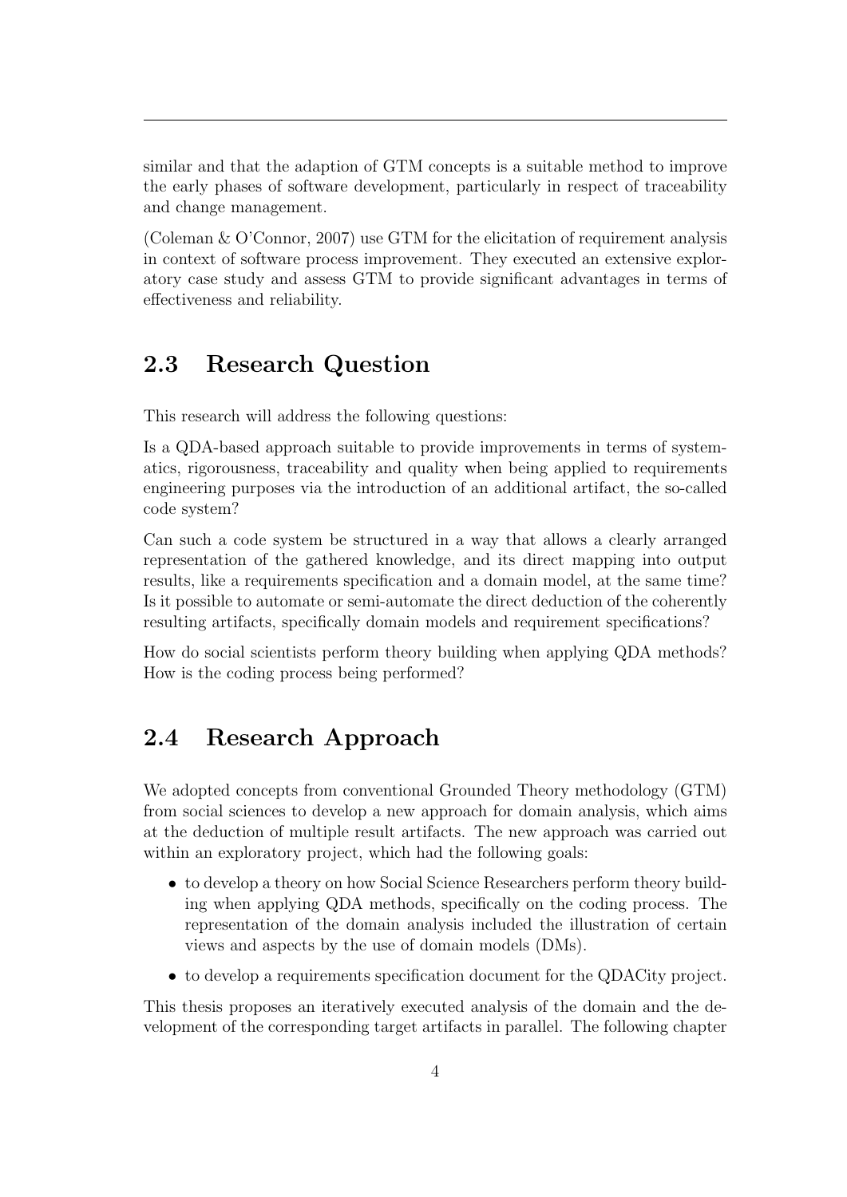similar and that the adaption of GTM concepts is a suitable method to improve the early phases of software development, particularly in respect of traceability and change management.

(Coleman & O'Connor, 2007) use GTM for the elicitation of requirement analysis in context of software process improvement. They executed an extensive exploratory case study and assess GTM to provide significant advantages in terms of effectiveness and reliability.

## 2.3 Research Question

This research will address the following questions:

Is a QDA-based approach suitable to provide improvements in terms of systematics, rigorousness, traceability and quality when being applied to requirements engineering purposes via the introduction of an additional artifact, the so-called code system?

Can such a code system be structured in a way that allows a clearly arranged representation of the gathered knowledge, and its direct mapping into output results, like a requirements specification and a domain model, at the same time? Is it possible to automate or semi-automate the direct deduction of the coherently resulting artifacts, specifically domain models and requirement specifications?

How do social scientists perform theory building when applying QDA methods? How is the coding process being performed?

## 2.4 Research Approach

We adopted concepts from conventional Grounded Theory methodology (GTM) from social sciences to develop a new approach for domain analysis, which aims at the deduction of multiple result artifacts. The new approach was carried out within an exploratory project, which had the following goals:

- to develop a theory on how Social Science Researchers perform theory building when applying QDA methods, specifically on the coding process. The representation of the domain analysis included the illustration of certain views and aspects by the use of domain models (DMs).
- to develop a requirements specification document for the QDACity project.

This thesis proposes an iteratively executed analysis of the domain and the development of the corresponding target artifacts in parallel. The following chapter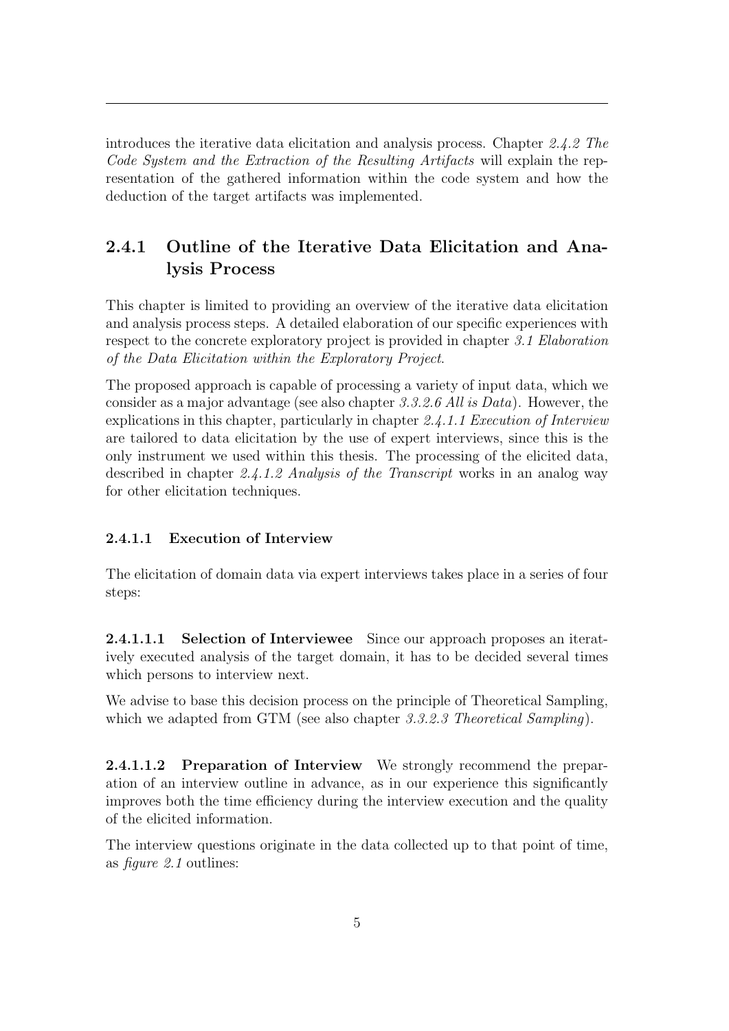introduces the iterative data elicitation and analysis process. Chapter *2.4.2 The Code System and the Extraction of the Resulting Artifacts* will explain the representation of the gathered information within the code system and how the deduction of the target artifacts was implemented.

### 2.4.1 Outline of the Iterative Data Elicitation and Analysis Process

This chapter is limited to providing an overview of the iterative data elicitation and analysis process steps. A detailed elaboration of our specific experiences with respect to the concrete exploratory project is provided in chapter *3.1 Elaboration of the Data Elicitation within the Exploratory Project*.

The proposed approach is capable of processing a variety of input data, which we consider as a major advantage (see also chapter *3.3.2.6 All is Data*). However, the explications in this chapter, particularly in chapter *2.4.1.1 Execution of Interview* are tailored to data elicitation by the use of expert interviews, since this is the only instrument we used within this thesis. The processing of the elicited data, described in chapter *2.4.1.2 Analysis of the Transcript* works in an analog way for other elicitation techniques.

#### 2.4.1.1 Execution of Interview

The elicitation of domain data via expert interviews takes place in a series of four steps:

**2.4.1.1.1 Selection of Interviewee** Since our approach proposes an iteratively executed analysis of the target domain, it has to be decided several times which persons to interview next.

We advise to base this decision process on the principle of Theoretical Sampling, which we adapted from GTM (see also chapter *3.3.2.3 Theoretical Sampling*).

**2.4.1.1.2 Preparation of Interview** We strongly recommend the preparation of an interview outline in advance, as in our experience this significantly improves both the time efficiency during the interview execution and the quality of the elicited information.

The interview questions originate in the data collected up to that point of time, as *figure 2.1* outlines: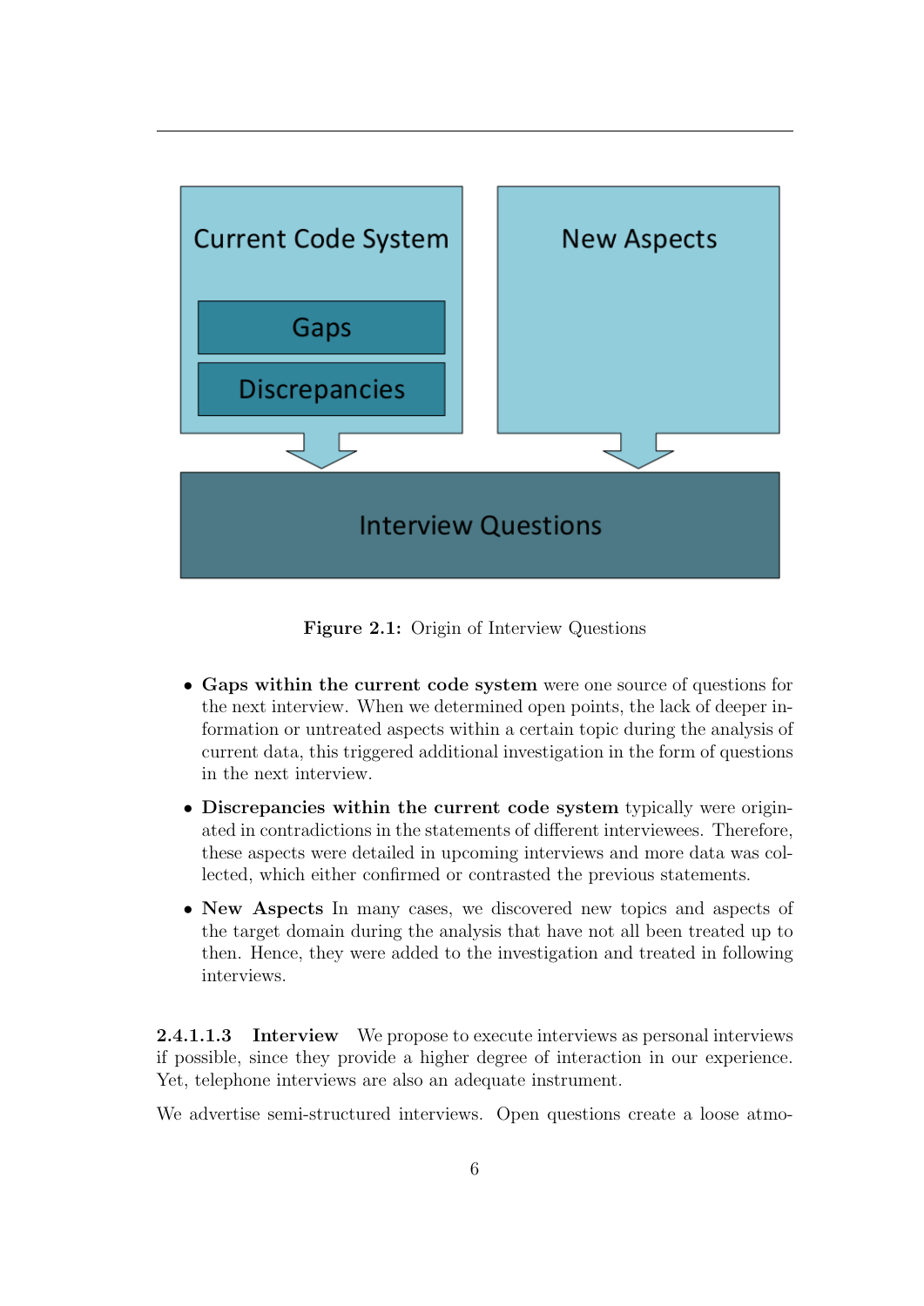Figure 2.1: Origin of Interview Questions

- **Gaps within the current code system** were one source of questions for the next interview. When we determined open points, the lack of deeper information or untreated aspects within a certain topic during the analysis of current data, this triggered additional investigation in the form of questions in the next interview.
- **Discrepancies within the current code system** typically were originated in contradictions in the statements of different interviewees. Therefore, these aspects were detailed in upcoming interviews and more data was collected, which either confirmed or contrasted the previous statements.
- **New Aspects** In many cases, we discovered new topics and aspects of the target domain during the analysis that have not all been treated up to then. Hence, they were added to the investigation and treated in following interviews.

**2.4.1.1.3 Interview** We propose to execute interviews as personal interviews if possible, since they provide a higher degree of interaction in our experience. Yet, telephone interviews are also an adequate instrument.

We advertise semi-structured interviews. Open questions create a loose atmo-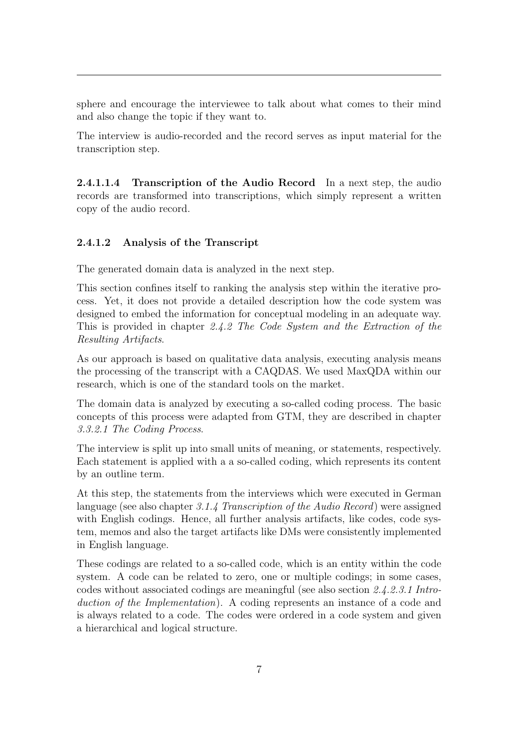sphere and encourage the interviewee to talk about what comes to their mind and also change the topic if they want to.

The interview is audio-recorded and the record serves as input material for the transcription step.

**2.4.1.1.4 Transcription of the Audio Record** In a next step, the audio records are transformed into transcriptions, which simply represent a written copy of the audio record.

#### 2.4.1.2 Analysis of the Transcript

The generated domain data is analyzed in the next step.

This section confines itself to ranking the analysis step within the iterative process. Yet, it does not provide a detailed description how the code system was designed to embed the information for conceptual modeling in an adequate way. This is provided in chapter *2.4.2 The Code System and the Extraction of the Resulting Artifacts*.

As our approach is based on qualitative data analysis, executing analysis means the processing of the transcript with a CAQDAS. We used MaxQDA within our research, which is one of the standard tools on the market.

The domain data is analyzed by executing a so-called coding process. The basic concepts of this process were adapted from GTM, they are described in chapter *3.3.2.1 The Coding Process*.

The interview is split up into small units of meaning, or statements, respectively. Each statement is applied with a a so-called coding, which represents its content by an outline term.

At this step, the statements from the interviews which were executed in German language (see also chapter *3.1.4 Transcription of the Audio Record*) were assigned with English codings. Hence, all further analysis artifacts, like codes, code system, memos and also the target artifacts like DMs were consistently implemented in English language.

These codings are related to a so-called code, which is an entity within the code system. A code can be related to zero, one or multiple codings; in some cases, codes without associated codings are meaningful (see also section *2.4.2.3.1 Introduction of the Implementation*). A coding represents an instance of a code and is always related to a code. The codes were ordered in a code system and given a hierarchical and logical structure.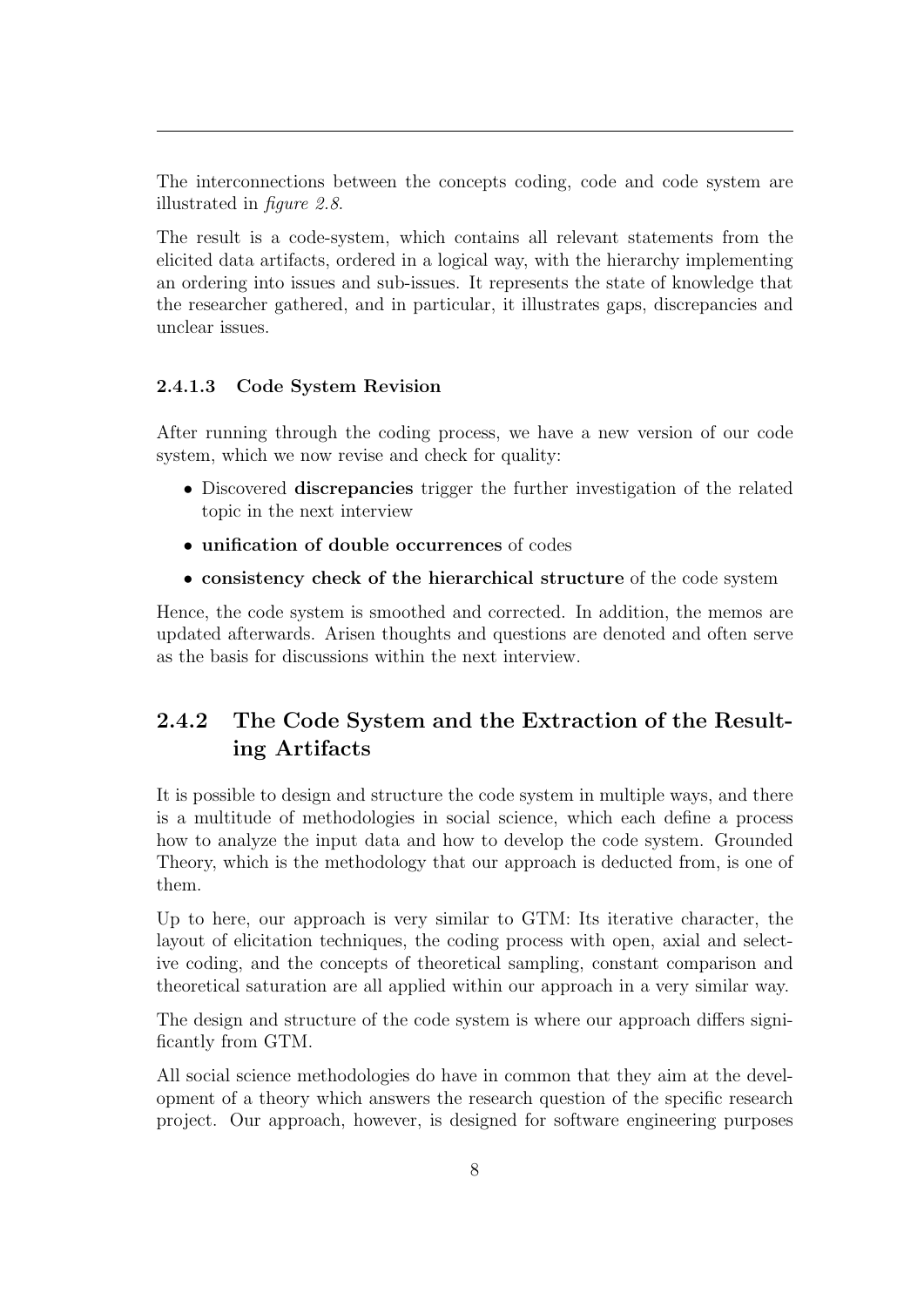The interconnections between the concepts coding, code and code system are illustrated in *figure 2.8*.

The result is a code-system, which contains all relevant statements from the elicited data artifacts, ordered in a logical way, with the hierarchy implementing an ordering into issues and sub-issues. It represents the state of knowledge that the researcher gathered, and in particular, it illustrates gaps, discrepancies and unclear issues.

#### 2.4.1.3 Code System Revision

After running through the coding process, we have a new version of our code system, which we now revise and check for quality:

- Discovered **discrepancies** trigger the further investigation of the related topic in the next interview
- **unification of double occurrences** of codes
- **consistency check of the hierarchical structure** of the code system

Hence, the code system is smoothed and corrected. In addition, the memos are updated afterwards. Arisen thoughts and questions are denoted and often serve as the basis for discussions within the next interview.

### 2.4.2 The Code System and the Extraction of the Resulting Artifacts

It is possible to design and structure the code system in multiple ways, and there is a multitude of methodologies in social science, which each define a process how to analyze the input data and how to develop the code system. Grounded Theory, which is the methodology that our approach is deducted from, is one of them.

Up to here, our approach is very similar to GTM: Its iterative character, the layout of elicitation techniques, the coding process with open, axial and selective coding, and the concepts of theoretical sampling, constant comparison and theoretical saturation are all applied within our approach in a very similar way.

The design and structure of the code system is where our approach differs significantly from GTM.

All social science methodologies do have in common that they aim at the development of a theory which answers the research question of the specific research project. Our approach, however, is designed for software engineering purposes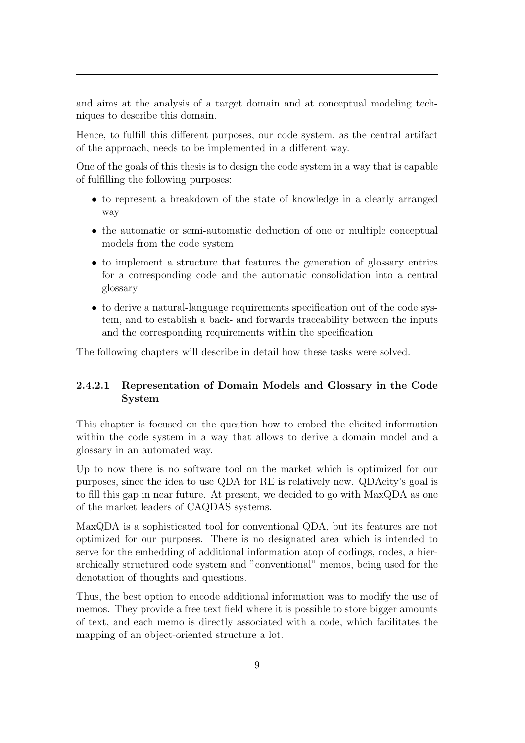and aims at the analysis of a target domain and at conceptual modeling techniques to describe this domain.

Hence, to fulfill this different purposes, our code system, as the central artifact of the approach, needs to be implemented in a different way.

One of the goals of this thesis is to design the code system in a way that is capable of fulfilling the following purposes:

- to represent a breakdown of the state of knowledge in a clearly arranged way
- the automatic or semi-automatic deduction of one or multiple conceptual models from the code system
- to implement a structure that features the generation of glossary entries for a corresponding code and the automatic consolidation into a central glossary
- to derive a natural-language requirements specification out of the code system, and to establish a back- and forwards traceability between the inputs and the corresponding requirements within the specification

The following chapters will describe in detail how these tasks were solved.

#### 2.4.2.1 Representation of Domain Models and Glossary in the Code System

This chapter is focused on the question how to embed the elicited information within the code system in a way that allows to derive a domain model and a glossary in an automated way.

Up to now there is no software tool on the market which is optimized for our purposes, since the idea to use QDA for RE is relatively new. QDAcity's goal is to fill this gap in near future. At present, we decided to go with MaxQDA as one of the market leaders of CAQDAS systems.

MaxQDA is a sophisticated tool for conventional QDA, but its features are not optimized for our purposes. There is no designated area which is intended to serve for the embedding of additional information atop of codings, codes, a hierarchically structured code system and "conventional" memos, being used for the denotation of thoughts and questions.

Thus, the best option to encode additional information was to modify the use of memos. They provide a free text field where it is possible to store bigger amounts of text, and each memo is directly associated with a code, which facilitates the mapping of an object-oriented structure a lot.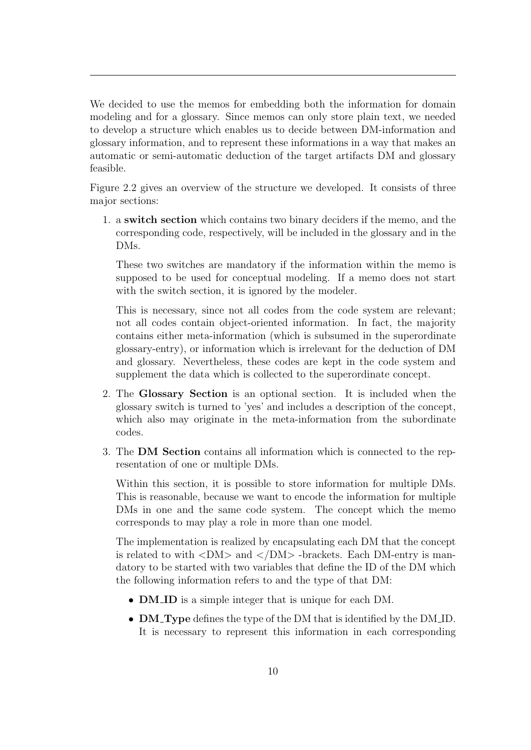We decided to use the memos for embedding both the information for domain modeling and for a glossary. Since memos can only store plain text, we needed to develop a structure which enables us to decide between DM-information and glossary information, and to represent these informations in a way that makes an automatic or semi-automatic deduction of the target artifacts DM and glossary feasible.

Figure 2.2 gives an overview of the structure we developed. It consists of three major sections:

1. a **switch section** which contains two binary deciders if the memo, and the corresponding code, respectively, will be included in the glossary and in the DMs.

   These two switches are mandatory if the information within the memo is supposed to be used for conceptual modeling. If a memo does not start with the switch section, it is ignored by the modeler.

   This is necessary, since not all codes from the code system are relevant; not all codes contain object-oriented information. In fact, the majority contains either meta-information (which is subsumed in the superordinate glossary-entry), or information which is irrelevant for the deduction of DM and glossary. Nevertheless, these codes are kept in the code system and supplement the data which is collected to the superordinate concept.

2. The **Glossary Section** is an optional section. It is included when the glossary switch is turned to 'yes' and includes a description of the concept, which also may originate in the meta-information from the subordinate codes.

3. The **DM Section** contains all information which is connected to the representation of one or multiple DMs.

   Within this section, it is possible to store information for multiple DMs. This is reasonable, because we want to encode the information for multiple DMs in one and the same code system. The concept which the memo corresponds to may play a role in more than one model.

   The implementation is realized by encapsulating each DM that the concept is related to with <DM> and </DM> -brackets. Each DM-entry is mandatory to be started with two variables that define the ID of the DM which the following information refers to and the type of that DM:

   - **DM_ID** is a simple integer that is unique for each DM.
   - **DM_Type** defines the type of the DM that is identified by the DM_ID. It is necessary to represent this information in each corresponding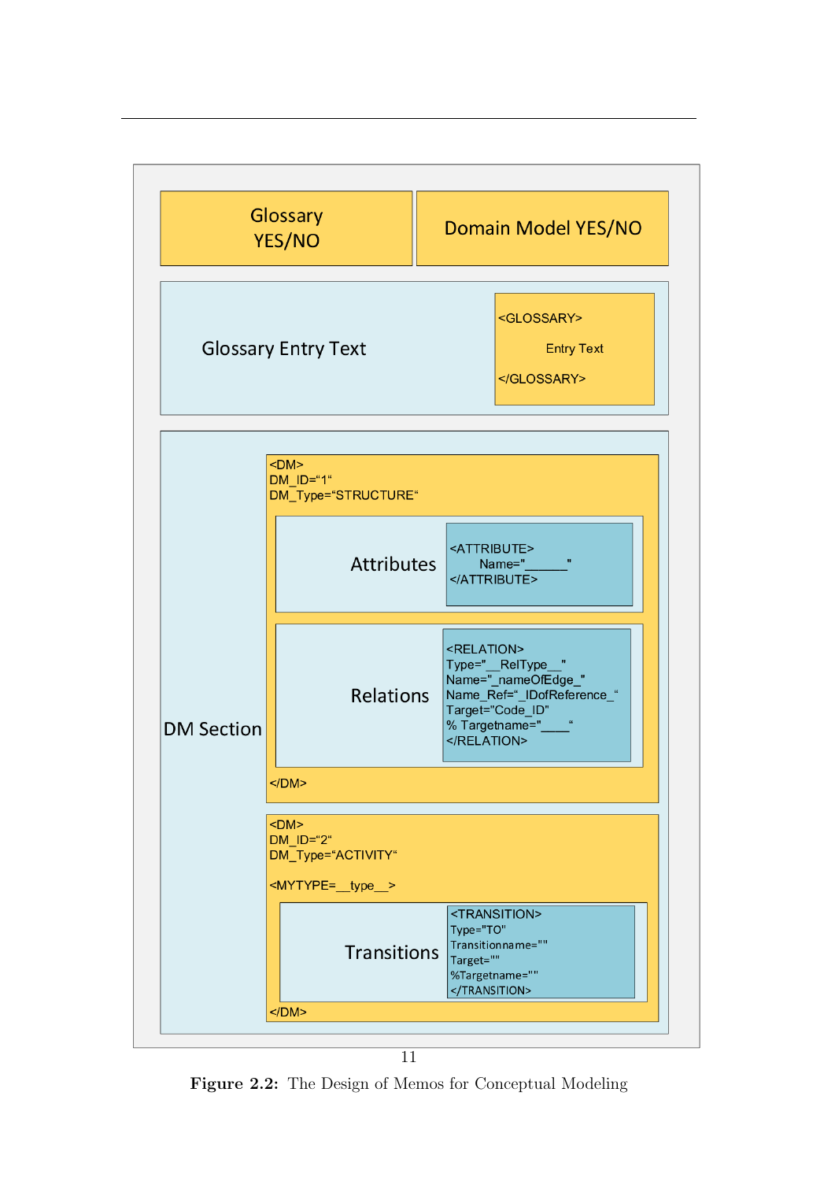Glossary YES/NO

Domain Model YES/NO

Glossary Entry Text

```
<GLOSSARY>
    Entry Text
</GLOSSARY>
```

DM Section

```
<DM>
DM_ID="1"
DM_Type="STRUCTURE"
```

Attributes

```
<ATTRIBUTE>
    Name="______"
</ATTRIBUTE>
```

Relations

```
<RELATION>
Type="__RelType__"
Name="_nameOfEdge_"
Name_Ref="_IDofReference_"
Target="Code_ID"
% Targetname="____"
</RELATION>
```

```
</DM>
```

```
<DM>
DM_ID="2"
DM_Type="ACTIVITY"

<MYTYPE=__type__>
```

Transitions

```
<TRANSITION>
Type="TO"
Transitionname=""
Target=""
%Targetname=""
</TRANSITION>
```

```
</DM>
```

**Figure 2.2:** The Design of Memos for Conceptual Modeling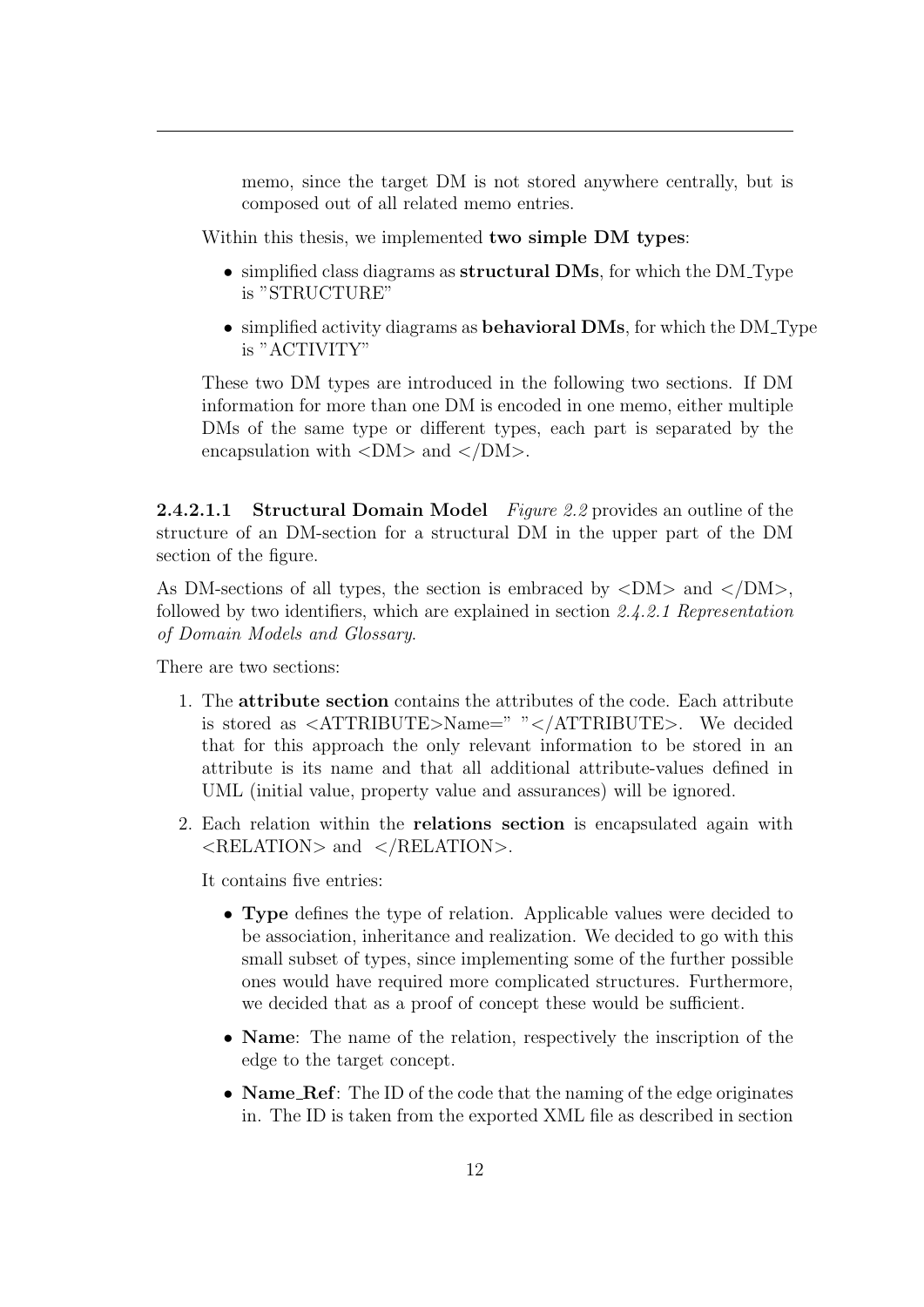memo, since the target DM is not stored anywhere centrally, but is composed out of all related memo entries.

Within this thesis, we implemented **two simple DM types**:

- simplified class diagrams as **structural DMs**, for which the DM_Type is "STRUCTURE"
- simplified activity diagrams as **behavioral DMs**, for which the DM_Type is "ACTIVITY"

These two DM types are introduced in the following two sections. If DM information for more than one DM is encoded in one memo, either multiple DMs of the same type or different types, each part is separated by the encapsulation with <DM> and </DM>.

#### 2.4.2.1.1 Structural Domain Model

*Figure 2.2* provides an outline of the structure of an DM-section for a structural DM in the upper part of the DM section of the figure.

As DM-sections of all types, the section is embraced by <DM> and </DM>, followed by two identifiers, which are explained in section *2.4.2.1 Representation of Domain Models and Glossary*.

There are two sections:

1. The **attribute section** contains the attributes of the code. Each attribute is stored as <ATTRIBUTE>Name=" "</ATTRIBUTE>. We decided that for this approach the only relevant information to be stored in an attribute is its name and that all additional attribute-values defined in UML (initial value, property value and assurances) will be ignored.
2. Each relation within the **relations section** is encapsulated again with <RELATION> and </RELATION>.

   It contains five entries:

   - **Type** defines the type of relation. Applicable values were decided to be association, inheritance and realization. We decided to go with this small subset of types, since implementing some of the further possible ones would have required more complicated structures. Furthermore, we decided that as a proof of concept these would be sufficient.
   - **Name**: The name of the relation, respectively the inscription of the edge to the target concept.
   - **Name_Ref**: The ID of the code that the naming of the edge originates in. The ID is taken from the exported XML file as described in section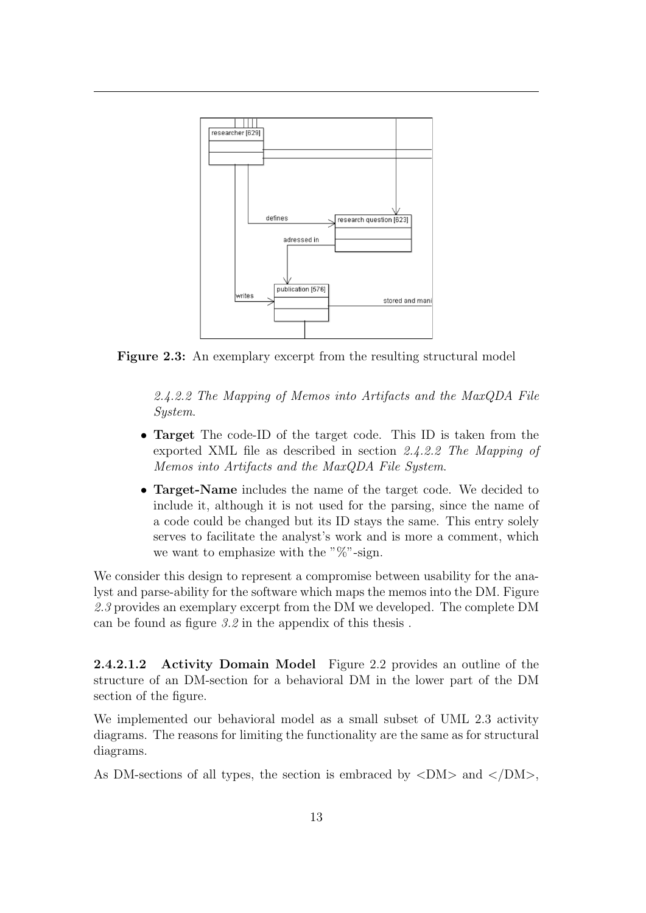**Figure 2.3:** An exemplary excerpt from the resulting structural model

*2.4.2.2 The Mapping of Memos into Artifacts and the MaxQDA File System*.

- **Target** The code-ID of the target code. This ID is taken from the exported XML file as described in section *2.4.2.2 The Mapping of Memos into Artifacts and the MaxQDA File System*.
- **Target-Name** includes the name of the target code. We decided to include it, although it is not used for the parsing, since the name of a code could be changed but its ID stays the same. This entry solely serves to facilitate the analyst's work and is more a comment, which we want to emphasize with the "%"-sign.

We consider this design to represent a compromise between usability for the analyst and parse-ability for the software which maps the memos into the DM. Figure *2.3* provides an exemplary excerpt from the DM we developed. The complete DM can be found as figure *3.2* in the appendix of this thesis .

**2.4.2.1.2 Activity Domain Model** Figure 2.2 provides an outline of the structure of an DM-section for a behavioral DM in the lower part of the DM section of the figure.

We implemented our behavioral model as a small subset of UML 2.3 activity diagrams. The reasons for limiting the functionality are the same as for structural diagrams.

As DM-sections of all types, the section is embraced by <DM> and </DM>,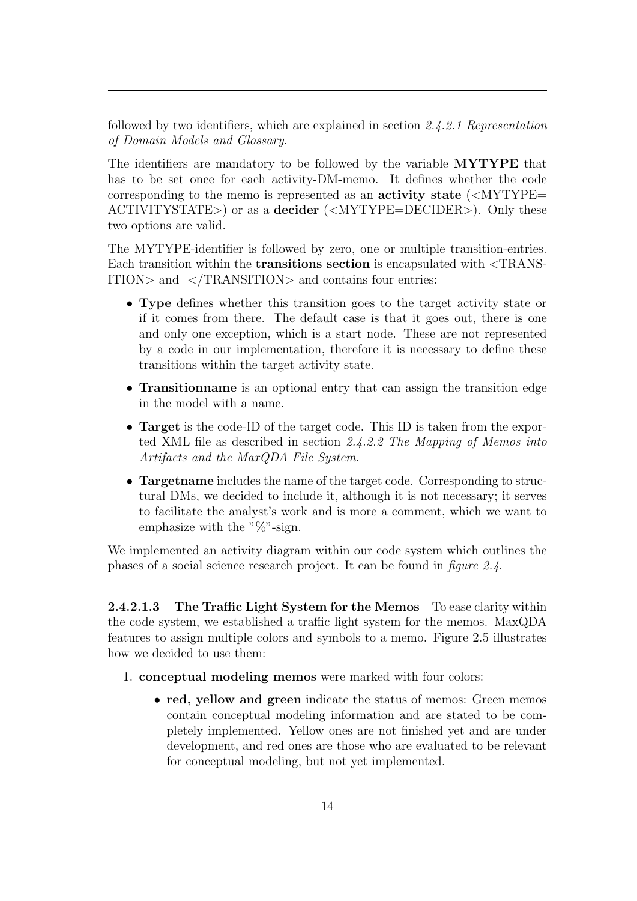followed by two identifiers, which are explained in section *2.4.2.1 Representation of Domain Models and Glossary*.

The identifiers are mandatory to be followed by the variable **MYTYPE** that has to be set once for each activity-DM-memo. It defines whether the code corresponding to the memo is represented as an **activity state** (<MYTYPE= ACTIVITYSTATE>) or as a **decider** (<MYTYPE=DECIDER>). Only these two options are valid.

The MYTYPE-identifier is followed by zero, one or multiple transition-entries. Each transition within the **transitions section** is encapsulated with <TRANSITION> and </TRANSITION> and contains four entries:

- **Type** defines whether this transition goes to the target activity state or if it comes from there. The default case is that it goes out, there is one and only one exception, which is a start node. These are not represented by a code in our implementation, therefore it is necessary to define these transitions within the target activity state.
- **Transitionname** is an optional entry that can assign the transition edge in the model with a name.
- **Target** is the code-ID of the target code. This ID is taken from the exported XML file as described in section *2.4.2.2 The Mapping of Memos into Artifacts and the MaxQDA File System*.
- **Targetname** includes the name of the target code. Corresponding to structural DMs, we decided to include it, although it is not necessary; it serves to facilitate the analyst's work and is more a comment, which we want to emphasize with the "%"-sign.

We implemented an activity diagram within our code system which outlines the phases of a social science research project. It can be found in *figure 2.4*.

**2.4.2.1.3 The Traffic Light System for the Memos** To ease clarity within the code system, we established a traffic light system for the memos. MaxQDA features to assign multiple colors and symbols to a memo. Figure 2.5 illustrates how we decided to use them:

1. **conceptual modeling memos** were marked with four colors:
   - **red, yellow and green** indicate the status of memos: Green memos contain conceptual modeling information and are stated to be completely implemented. Yellow ones are not finished yet and are under development, and red ones are those who are evaluated to be relevant for conceptual modeling, but not yet implemented.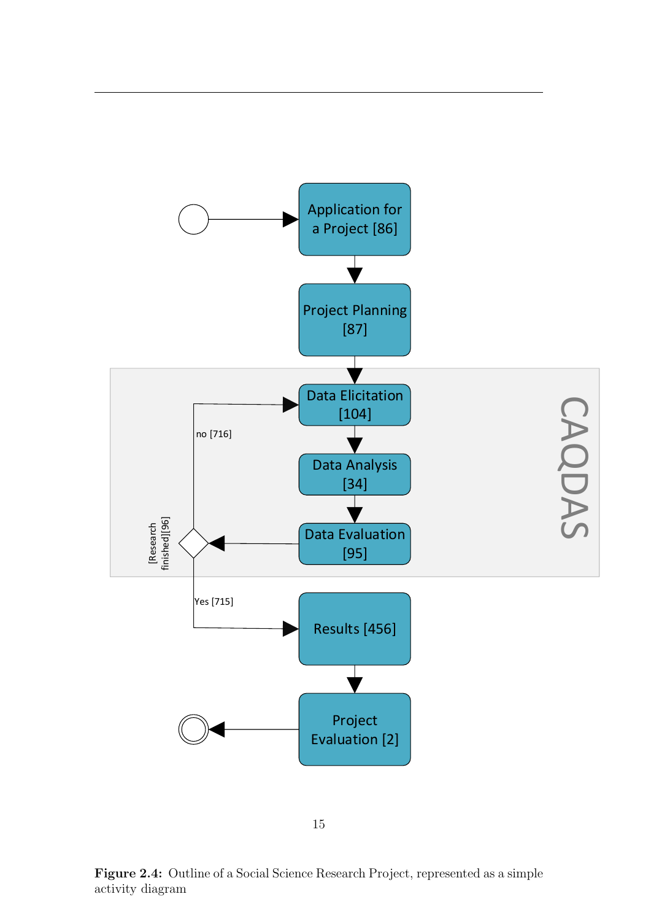Figure 2.4: Outline of a Social Science Research Project, represented as a simple activity diagram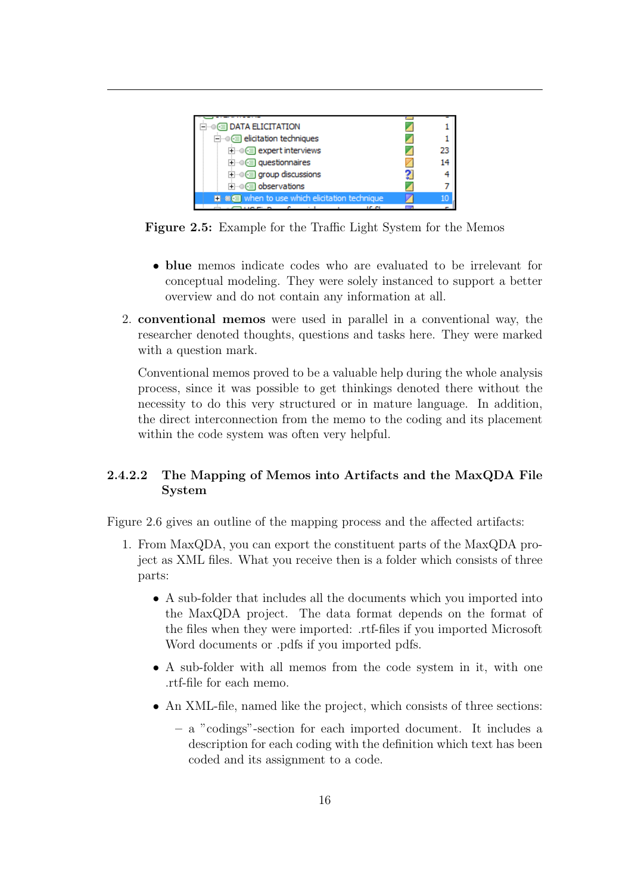**Figure 2.5:** Example for the Traffic Light System for the Memos

- **blue** memos indicate codes who are evaluated to be irrelevant for conceptual modeling. They were solely instanced to support a better overview and do not contain any information at all.

2. **conventional memos** were used in parallel in a conventional way, the researcher denoted thoughts, questions and tasks here. They were marked with a question mark.

   Conventional memos proved to be a valuable help during the whole analysis process, since it was possible to get thinkings denoted there without the necessity to do this very structured or in mature language. In addition, the direct interconnection from the memo to the coding and its placement within the code system was often very helpful.

#### 2.4.2.2 The Mapping of Memos into Artifacts and the MaxQDA File System

Figure 2.6 gives an outline of the mapping process and the affected artifacts:

1. From MaxQDA, you can export the constituent parts of the MaxQDA project as XML files. What you receive then is a folder which consists of three parts:

   - A sub-folder that includes all the documents which you imported into the MaxQDA project. The data format depends on the format of the files when they were imported: .rtf-files if you imported Microsoft Word documents or .pdfs if you imported pdfs.
   - A sub-folder with all memos from the code system in it, with one .rtf-file for each memo.
   - An XML-file, named like the project, which consists of three sections:
     - a "codings"-section for each imported document. It includes a description for each coding with the definition which text has been coded and its assignment to a code.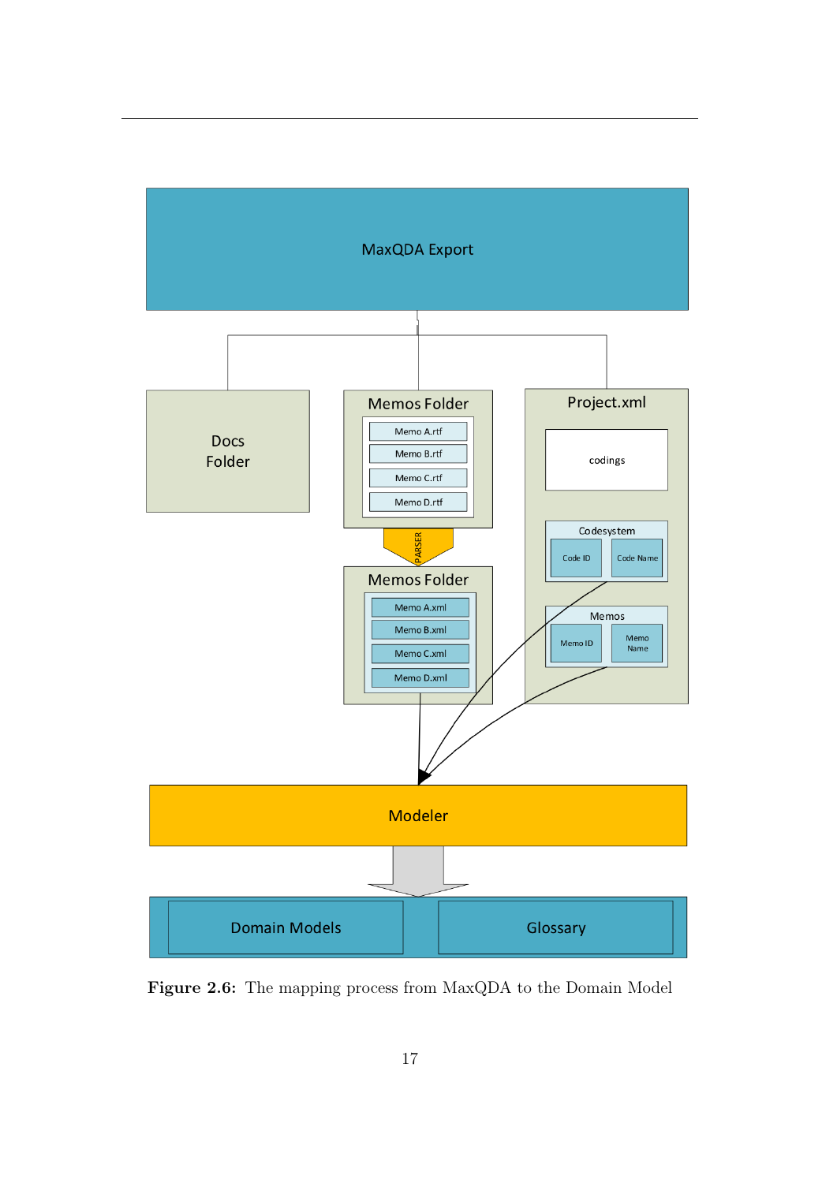Figure 2.6: The mapping process from MaxQDA to the Domain Model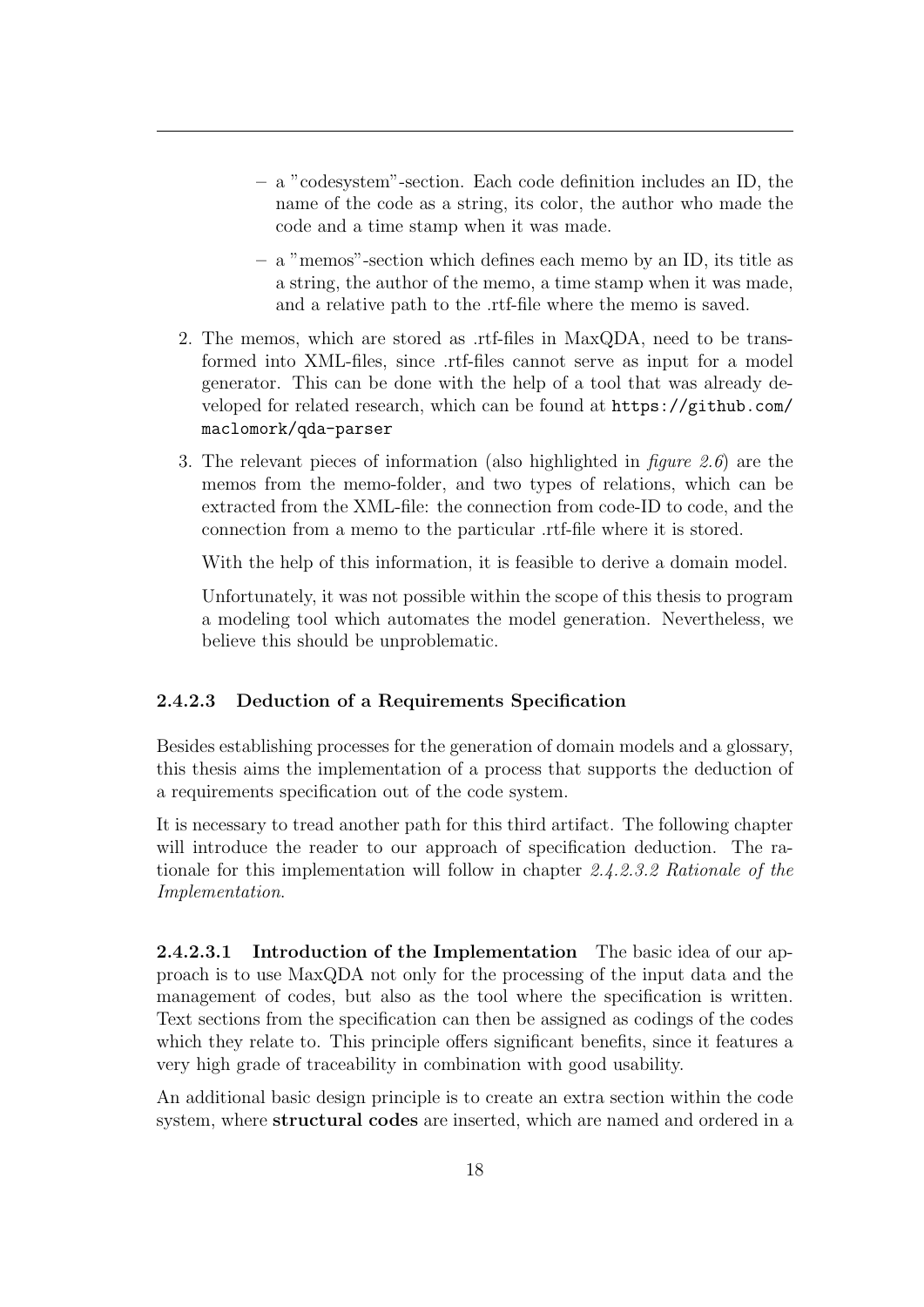- a "codesystem"-section. Each code definition includes an ID, the name of the code as a string, its color, the author who made the code and a time stamp when it was made.
   - a "memos"-section which defines each memo by an ID, its title as a string, the author of the memo, a time stamp when it was made, and a relative path to the .rtf-file where the memo is saved.

2. The memos, which are stored as .rtf-files in MaxQDA, need to be transformed into XML-files, since .rtf-files cannot serve as input for a model generator. This can be done with the help of a tool that was already developed for related research, which can be found at `https://github.com/maclomork/qda-parser`

3. The relevant pieces of information (also highlighted in *figure 2.6*) are the memos from the memo-folder, and two types of relations, which can be extracted from the XML-file: the connection from code-ID to code, and the connection from a memo to the particular .rtf-file where it is stored.

   With the help of this information, it is feasible to derive a domain model.

   Unfortunately, it was not possible within the scope of this thesis to program a modeling tool which automates the model generation. Nevertheless, we believe this should be unproblematic.

#### 2.4.2.3 Deduction of a Requirements Specification

Besides establishing processes for the generation of domain models and a glossary, this thesis aims the implementation of a process that supports the deduction of a requirements specification out of the code system.

It is necessary to tread another path for this third artifact. The following chapter will introduce the reader to our approach of specification deduction. The rationale for this implementation will follow in chapter *2.4.2.3.2 Rationale of the Implementation*.

**2.4.2.3.1 Introduction of the Implementation** The basic idea of our approach is to use MaxQDA not only for the processing of the input data and the management of codes, but also as the tool where the specification is written. Text sections from the specification can then be assigned as codings of the codes which they relate to. This principle offers significant benefits, since it features a very high grade of traceability in combination with good usability.

An additional basic design principle is to create an extra section within the code system, where **structural codes** are inserted, which are named and ordered in a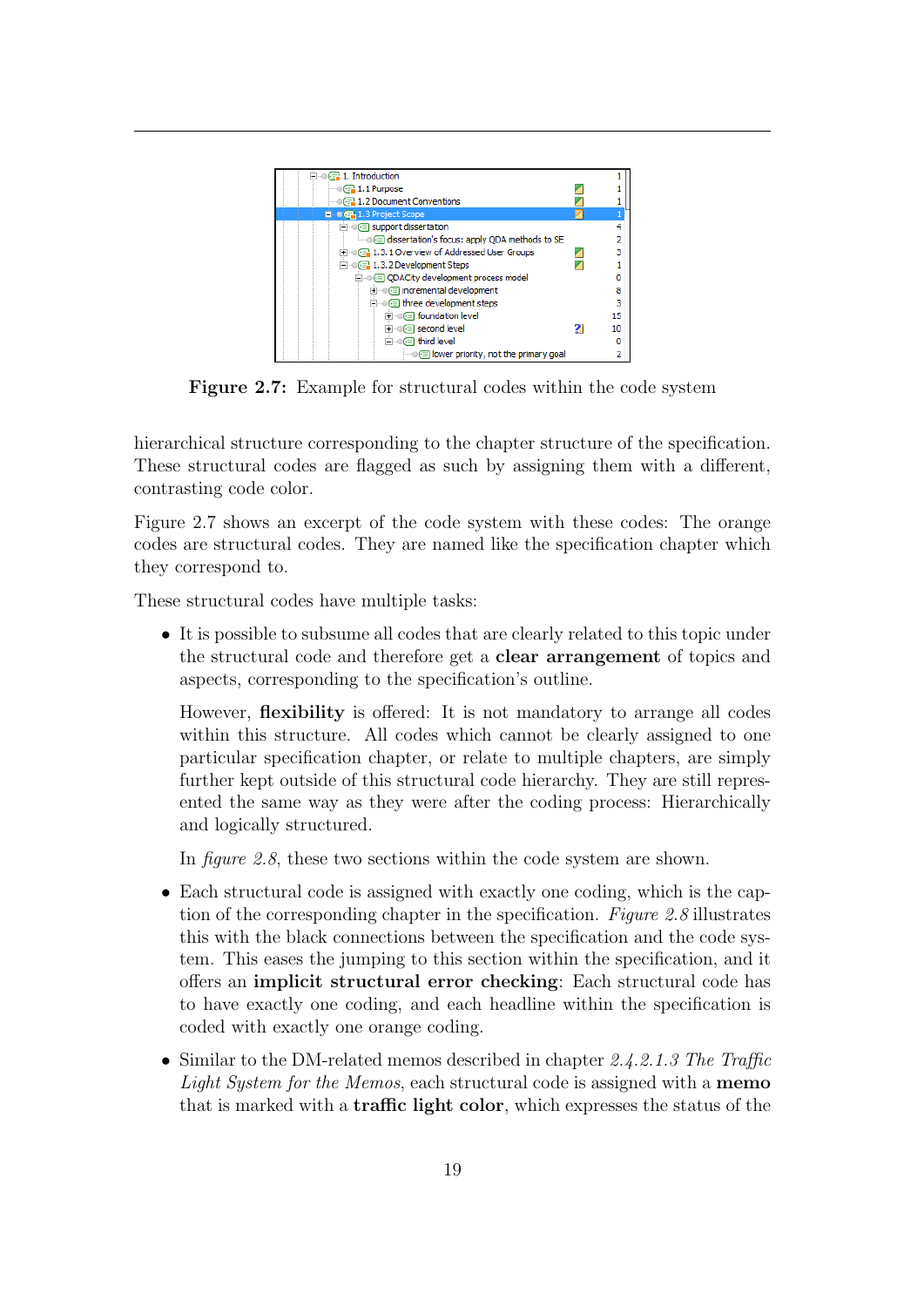**Figure 2.7:** Example for structural codes within the code system

hierarchical structure corresponding to the chapter structure of the specification. These structural codes are flagged as such by assigning them with a different, contrasting code color.

Figure 2.7 shows an excerpt of the code system with these codes: The orange codes are structural codes. They are named like the specification chapter which they correspond to.

These structural codes have multiple tasks:

- It is possible to subsume all codes that are clearly related to this topic under the structural code and therefore get a **clear arrangement** of topics and aspects, corresponding to the specification's outline.

  However, **flexibility** is offered: It is not mandatory to arrange all codes within this structure. All codes which cannot be clearly assigned to one particular specification chapter, or relate to multiple chapters, are simply further kept outside of this structural code hierarchy. They are still represented the same way as they were after the coding process: Hierarchically and logically structured.

  In *figure 2.8*, these two sections within the code system are shown.

- Each structural code is assigned with exactly one coding, which is the caption of the corresponding chapter in the specification. *Figure 2.8* illustrates this with the black connections between the specification and the code system. This eases the jumping to this section within the specification, and it offers an **implicit structural error checking**: Each structural code has to have exactly one coding, and each headline within the specification is coded with exactly one orange coding.

- Similar to the DM-related memos described in chapter *2.4.2.1.3 The Traffic Light System for the Memos*, each structural code is assigned with a **memo** that is marked with a **traffic light color**, which expresses the status of the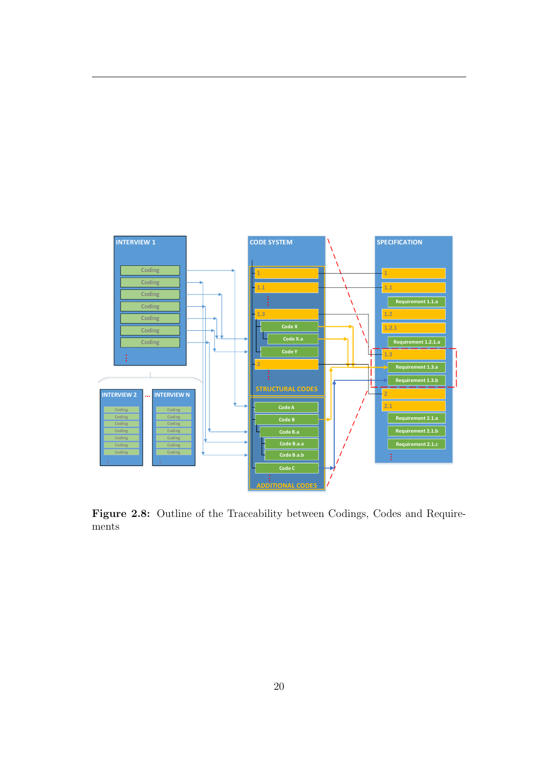**Figure 2.8:** Outline of the Traceability between Codings, Codes and Requirements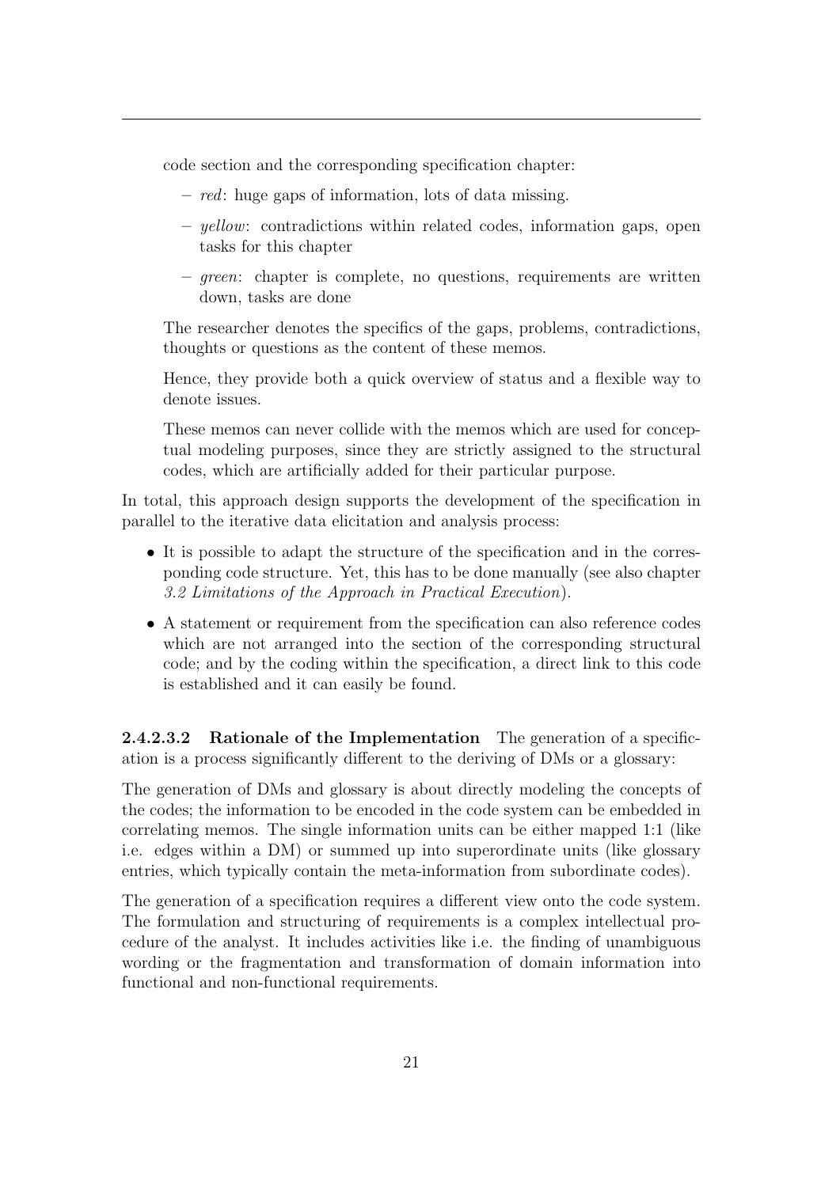code section and the corresponding specification chapter:

  – *red*: huge gaps of information, lots of data missing.

  – *yellow*: contradictions within related codes, information gaps, open tasks for this chapter

  – *green*: chapter is complete, no questions, requirements are written down, tasks are done

  The researcher denotes the specifics of the gaps, problems, contradictions, thoughts or questions as the content of these memos.

  Hence, they provide both a quick overview of status and a flexible way to denote issues.

  These memos can never collide with the memos which are used for conceptual modeling purposes, since they are strictly assigned to the structural codes, which are artificially added for their particular purpose.

In total, this approach design supports the development of the specification in parallel to the iterative data elicitation and analysis process:

- It is possible to adapt the structure of the specification and in the corresponding code structure. Yet, this has to be done manually (see also chapter *3.2 Limitations of the Approach in Practical Execution*).
- A statement or requirement from the specification can also reference codes which are not arranged into the section of the corresponding structural code; and by the coding within the specification, a direct link to this code is established and it can easily be found.

**2.4.2.3.2 Rationale of the Implementation** The generation of a specification is a process significantly different to the deriving of DMs or a glossary:

The generation of DMs and glossary is about directly modeling the concepts of the codes; the information to be encoded in the code system can be embedded in correlating memos. The single information units can be either mapped 1:1 (like i.e. edges within a DM) or summed up into superordinate units (like glossary entries, which typically contain the meta-information from subordinate codes).

The generation of a specification requires a different view onto the code system. The formulation and structuring of requirements is a complex intellectual procedure of the analyst. It includes activities like i.e. the finding of unambiguous wording or the fragmentation and transformation of domain information into functional and non-functional requirements.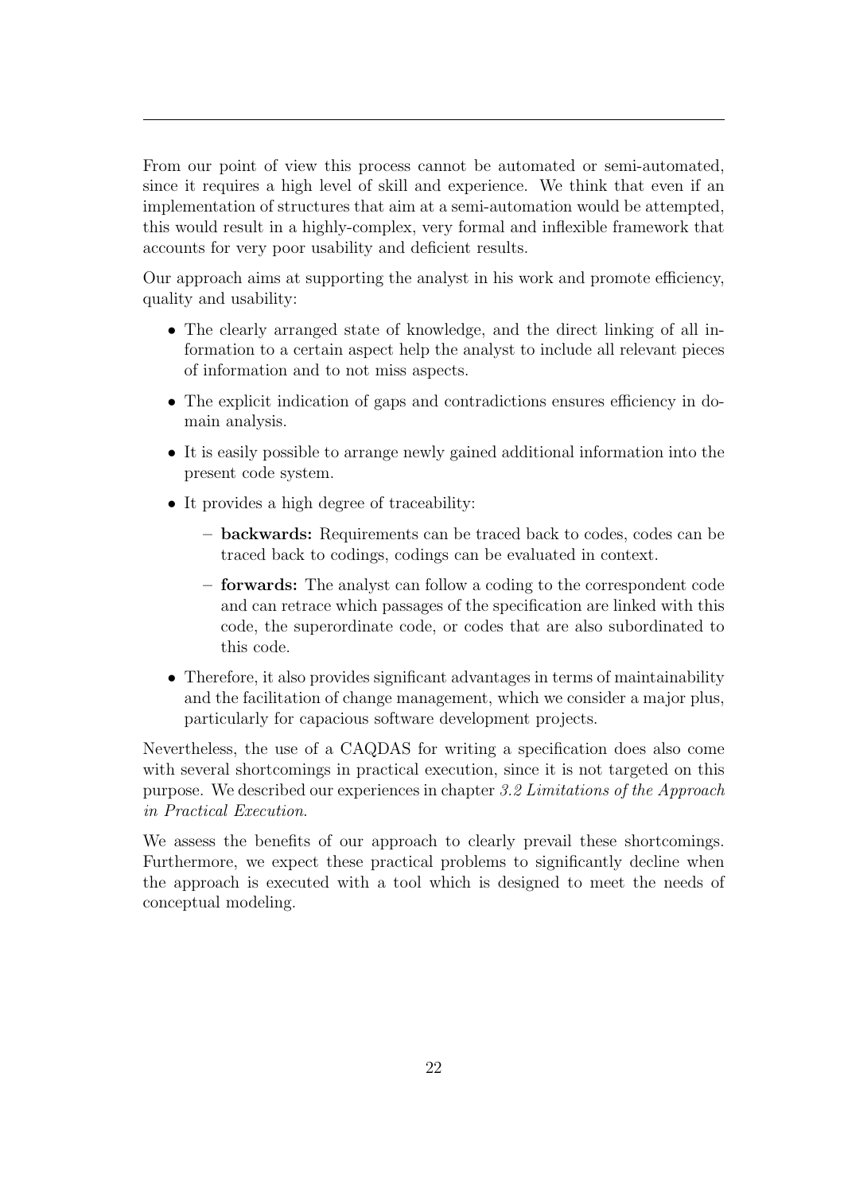From our point of view this process cannot be automated or semi-automated, since it requires a high level of skill and experience. We think that even if an implementation of structures that aim at a semi-automation would be attempted, this would result in a highly-complex, very formal and inflexible framework that accounts for very poor usability and deficient results.

Our approach aims at supporting the analyst in his work and promote efficiency, quality and usability:

- The clearly arranged state of knowledge, and the direct linking of all information to a certain aspect help the analyst to include all relevant pieces of information and to not miss aspects.
- The explicit indication of gaps and contradictions ensures efficiency in domain analysis.
- It is easily possible to arrange newly gained additional information into the present code system.
- It provides a high degree of traceability:
  - **backwards:** Requirements can be traced back to codes, codes can be traced back to codings, codings can be evaluated in context.
  - **forwards:** The analyst can follow a coding to the correspondent code and can retrace which passages of the specification are linked with this code, the superordinate code, or codes that are also subordinated to this code.
- Therefore, it also provides significant advantages in terms of maintainability and the facilitation of change management, which we consider a major plus, particularly for capacious software development projects.

Nevertheless, the use of a CAQDAS for writing a specification does also come with several shortcomings in practical execution, since it is not targeted on this purpose. We described our experiences in chapter *3.2 Limitations of the Approach in Practical Execution*.

We assess the benefits of our approach to clearly prevail these shortcomings. Furthermore, we expect these practical problems to significantly decline when the approach is executed with a tool which is designed to meet the needs of conceptual modeling.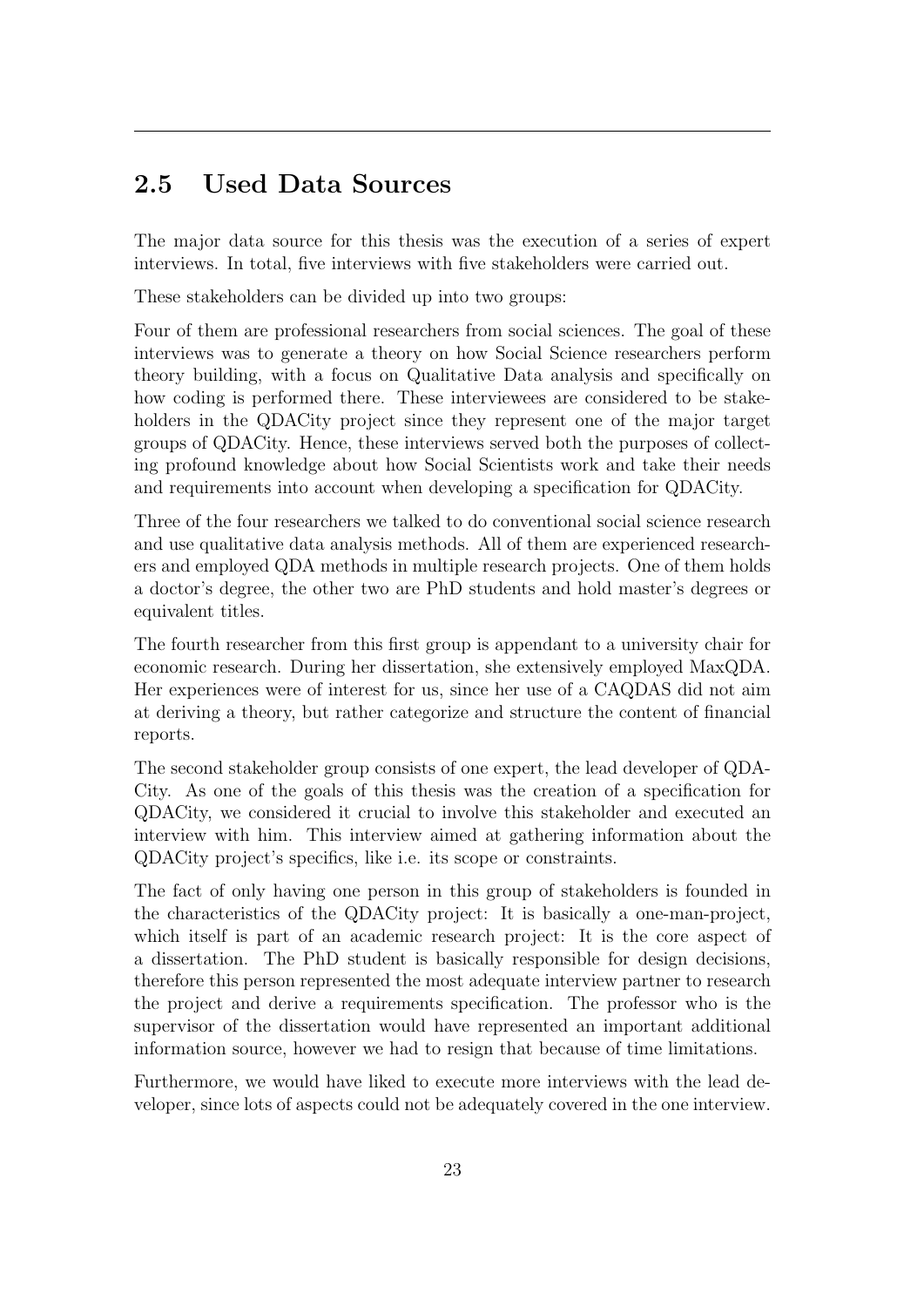## 2.5 Used Data Sources

The major data source for this thesis was the execution of a series of expert interviews. In total, five interviews with five stakeholders were carried out.

These stakeholders can be divided up into two groups:

Four of them are professional researchers from social sciences. The goal of these interviews was to generate a theory on how Social Science researchers perform theory building, with a focus on Qualitative Data analysis and specifically on how coding is performed there. These interviewees are considered to be stakeholders in the QDACity project since they represent one of the major target groups of QDACity. Hence, these interviews served both the purposes of collecting profound knowledge about how Social Scientists work and take their needs and requirements into account when developing a specification for QDACity.

Three of the four researchers we talked to do conventional social science research and use qualitative data analysis methods. All of them are experienced researchers and employed QDA methods in multiple research projects. One of them holds a doctor's degree, the other two are PhD students and hold master's degrees or equivalent titles.

The fourth researcher from this first group is appendant to a university chair for economic research. During her dissertation, she extensively employed MaxQDA. Her experiences were of interest for us, since her use of a CAQDAS did not aim at deriving a theory, but rather categorize and structure the content of financial reports.

The second stakeholder group consists of one expert, the lead developer of QDACity. As one of the goals of this thesis was the creation of a specification for QDACity, we considered it crucial to involve this stakeholder and executed an interview with him. This interview aimed at gathering information about the QDACity project's specifics, like i.e. its scope or constraints.

The fact of only having one person in this group of stakeholders is founded in the characteristics of the QDACity project: It is basically a one-man-project, which itself is part of an academic research project: It is the core aspect of a dissertation. The PhD student is basically responsible for design decisions, therefore this person represented the most adequate interview partner to research the project and derive a requirements specification. The professor who is the supervisor of the dissertation would have represented an important additional information source, however we had to resign that because of time limitations.

Furthermore, we would have liked to execute more interviews with the lead developer, since lots of aspects could not be adequately covered in the one interview.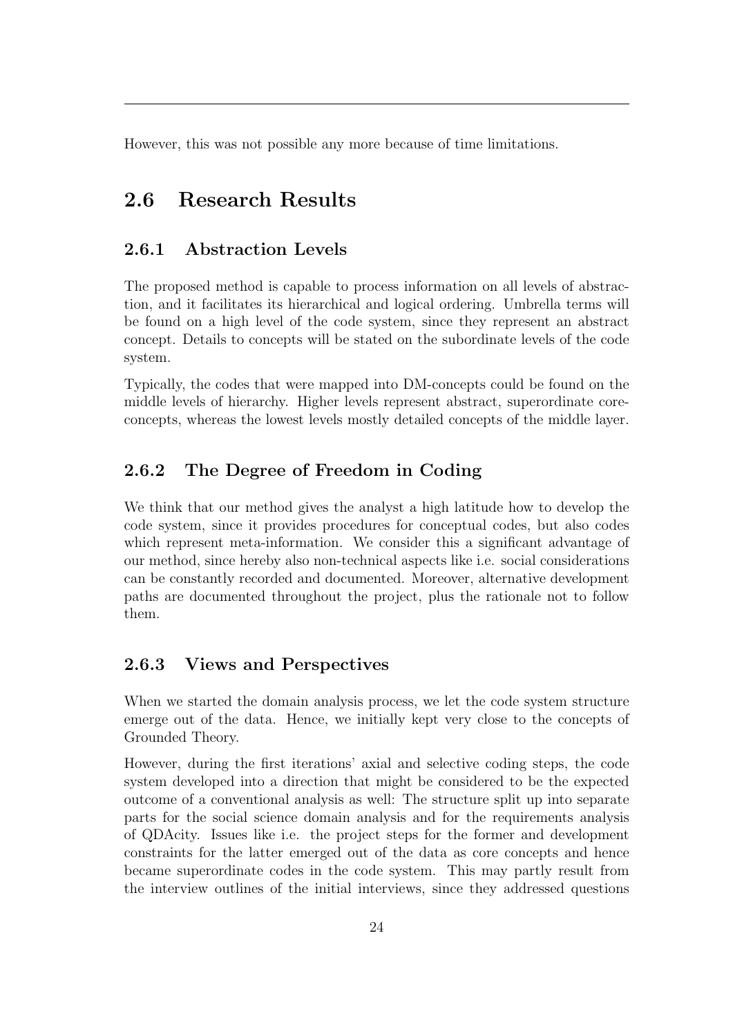However, this was not possible any more because of time limitations.

## 2.6 Research Results

### 2.6.1 Abstraction Levels

The proposed method is capable to process information on all levels of abstraction, and it facilitates its hierarchical and logical ordering. Umbrella terms will be found on a high level of the code system, since they represent an abstract concept. Details to concepts will be stated on the subordinate levels of the code system.

Typically, the codes that were mapped into DM-concepts could be found on the middle levels of hierarchy. Higher levels represent abstract, superordinate core-concepts, whereas the lowest levels mostly detailed concepts of the middle layer.

### 2.6.2 The Degree of Freedom in Coding

We think that our method gives the analyst a high latitude how to develop the code system, since it provides procedures for conceptual codes, but also codes which represent meta-information. We consider this a significant advantage of our method, since hereby also non-technical aspects like i.e. social considerations can be constantly recorded and documented. Moreover, alternative development paths are documented throughout the project, plus the rationale not to follow them.

### 2.6.3 Views and Perspectives

When we started the domain analysis process, we let the code system structure emerge out of the data. Hence, we initially kept very close to the concepts of Grounded Theory.

However, during the first iterations' axial and selective coding steps, the code system developed into a direction that might be considered to be the expected outcome of a conventional analysis as well: The structure split up into separate parts for the social science domain analysis and for the requirements analysis of QDAcity. Issues like i.e. the project steps for the former and development constraints for the latter emerged out of the data as core concepts and hence became superordinate codes in the code system. This may partly result from the interview outlines of the initial interviews, since they addressed questions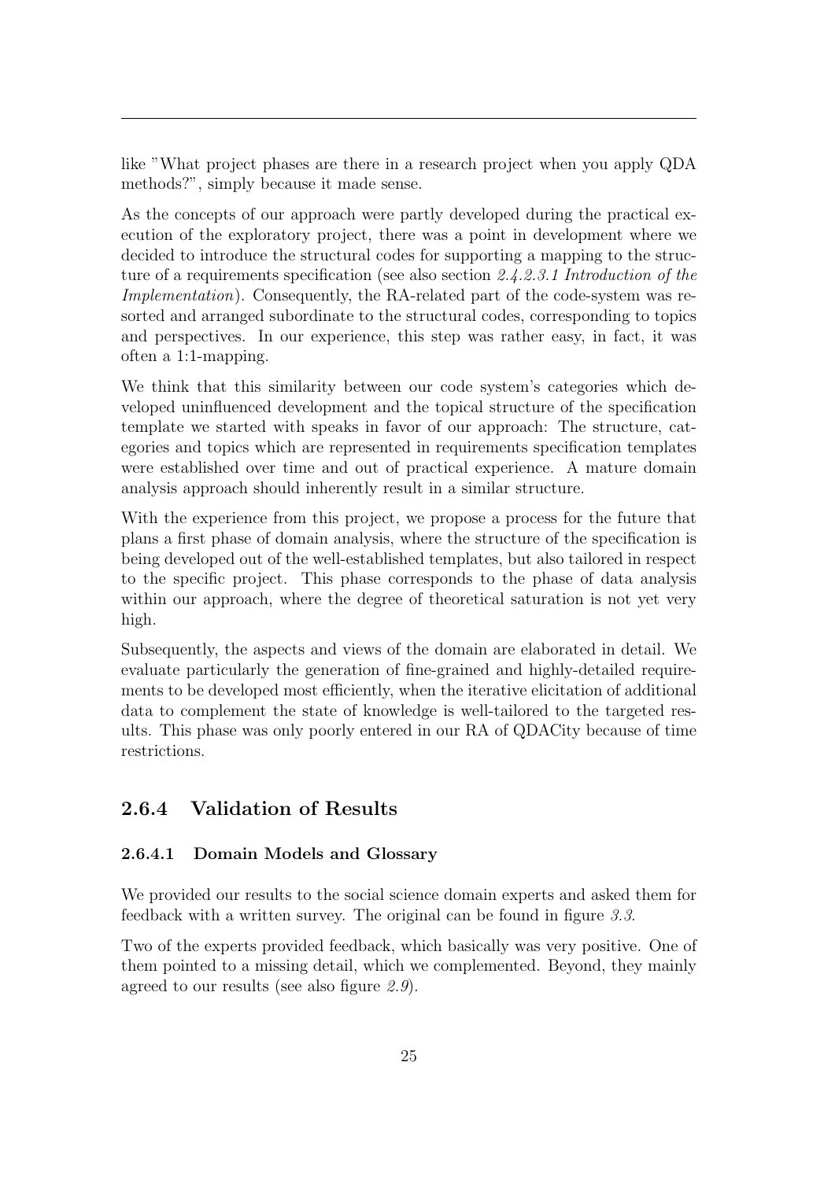like "What project phases are there in a research project when you apply QDA methods?", simply because it made sense.

As the concepts of our approach were partly developed during the practical execution of the exploratory project, there was a point in development where we decided to introduce the structural codes for supporting a mapping to the structure of a requirements specification (see also section *2.4.2.3.1 Introduction of the Implementation*). Consequently, the RA-related part of the code-system was resorted and arranged subordinate to the structural codes, corresponding to topics and perspectives. In our experience, this step was rather easy, in fact, it was often a 1:1-mapping.

We think that this similarity between our code system's categories which developed uninfluenced development and the topical structure of the specification template we started with speaks in favor of our approach: The structure, categories and topics which are represented in requirements specification templates were established over time and out of practical experience. A mature domain analysis approach should inherently result in a similar structure.

With the experience from this project, we propose a process for the future that plans a first phase of domain analysis, where the structure of the specification is being developed out of the well-established templates, but also tailored in respect to the specific project. This phase corresponds to the phase of data analysis within our approach, where the degree of theoretical saturation is not yet very high.

Subsequently, the aspects and views of the domain are elaborated in detail. We evaluate particularly the generation of fine-grained and highly-detailed requirements to be developed most efficiently, when the iterative elicitation of additional data to complement the state of knowledge is well-tailored to the targeted results. This phase was only poorly entered in our RA of QDACity because of time restrictions.

### 2.6.4 Validation of Results

#### 2.6.4.1 Domain Models and Glossary

We provided our results to the social science domain experts and asked them for feedback with a written survey. The original can be found in figure *3.3*.

Two of the experts provided feedback, which basically was very positive. One of them pointed to a missing detail, which we complemented. Beyond, they mainly agreed to our results (see also figure *2.9*).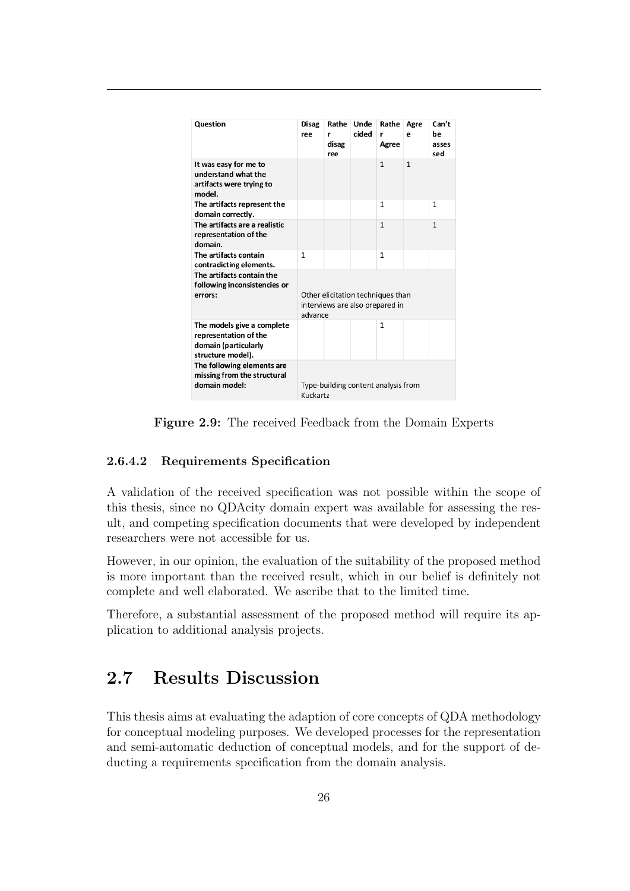| Question | Disagree | Rather disagree | Undecided | Rather Agree | Agree | Can't be assessed |
|---|---|---|---|---|---|---|
| It was easy for me to understand what the artifacts were trying to model. | | | | 1 | 1 | |
| The artifacts represent the domain correctly. | | | | 1 | | 1 |
| The artifacts are a realistic representation of the domain. | | | | 1 | | 1 |
| The artifacts contain contradicting elements. | 1 | | | 1 | | |
| The artifacts contain the following inconsistencies or errors: | Other elicitation techniques than interviews are also prepared in advance | | | | | |
| The models give a complete representation of the domain (particularly structure model). | | | | 1 | | |
| The following elements are missing from the structural domain model: | Type-building content analysis from Kuckartz | | | | | |

**Figure 2.9:** The received Feedback from the Domain Experts

#### 2.6.4.2 Requirements Specification

A validation of the received specification was not possible within the scope of this thesis, since no QDAcity domain expert was available for assessing the result, and competing specification documents that were developed by independent researchers were not accessible for us.

However, in our opinion, the evaluation of the suitability of the proposed method is more important than the received result, which in our belief is definitely not complete and well elaborated. We ascribe that to the limited time.

Therefore, a substantial assessment of the proposed method will require its application to additional analysis projects.

## 2.7 Results Discussion

This thesis aims at evaluating the adaption of core concepts of QDA methodology for conceptual modeling purposes. We developed processes for the representation and semi-automatic deduction of conceptual models, and for the support of deducting a requirements specification from the domain analysis.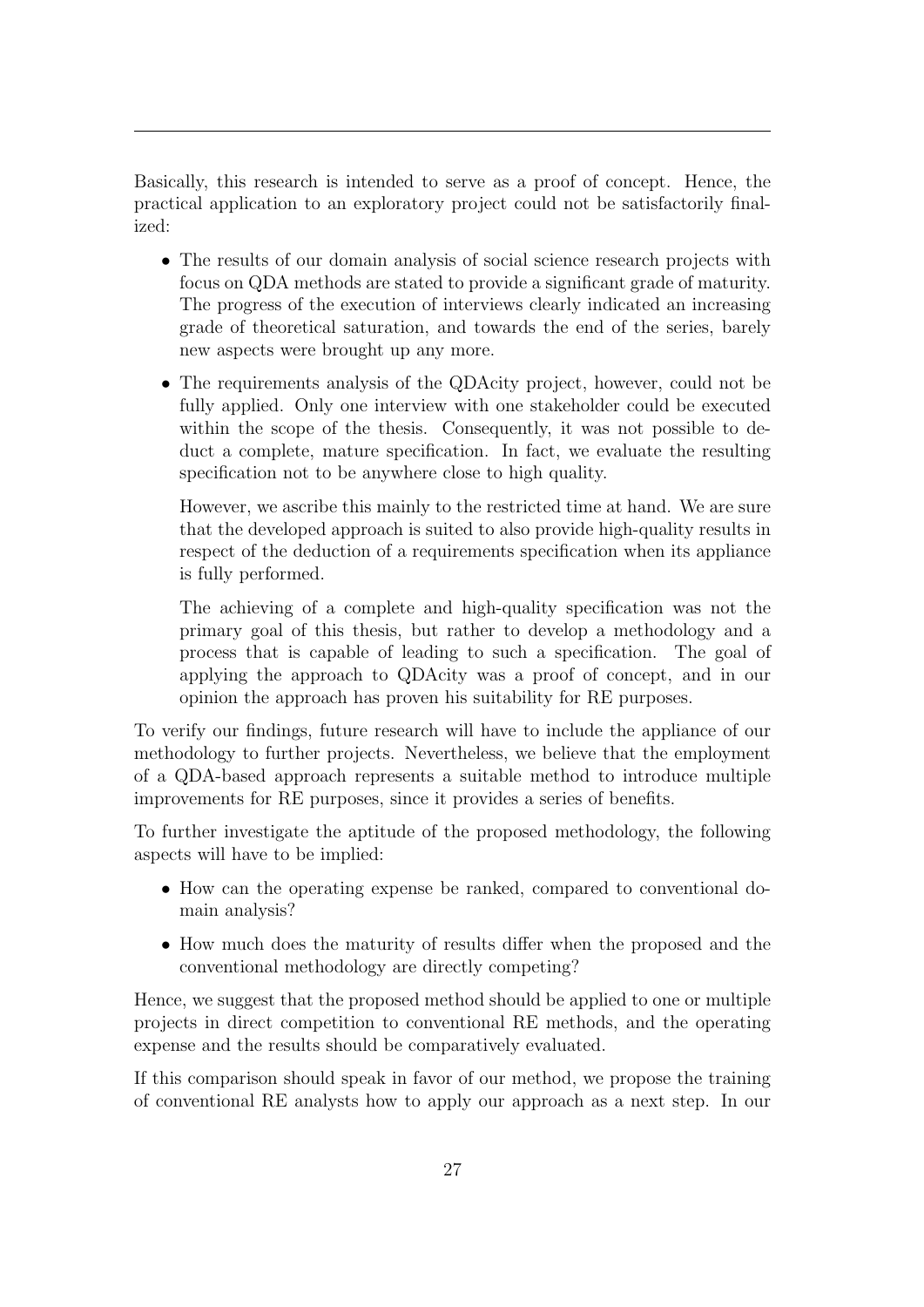Basically, this research is intended to serve as a proof of concept. Hence, the practical application to an exploratory project could not be satisfactorily finalized:

- The results of our domain analysis of social science research projects with focus on QDA methods are stated to provide a significant grade of maturity. The progress of the execution of interviews clearly indicated an increasing grade of theoretical saturation, and towards the end of the series, barely new aspects were brought up any more.
- The requirements analysis of the QDAcity project, however, could not be fully applied. Only one interview with one stakeholder could be executed within the scope of the thesis. Consequently, it was not possible to deduct a complete, mature specification. In fact, we evaluate the resulting specification not to be anywhere close to high quality.

  However, we ascribe this mainly to the restricted time at hand. We are sure that the developed approach is suited to also provide high-quality results in respect of the deduction of a requirements specification when its appliance is fully performed.

  The achieving of a complete and high-quality specification was not the primary goal of this thesis, but rather to develop a methodology and a process that is capable of leading to such a specification. The goal of applying the approach to QDAcity was a proof of concept, and in our opinion the approach has proven his suitability for RE purposes.

To verify our findings, future research will have to include the appliance of our methodology to further projects. Nevertheless, we believe that the employment of a QDA-based approach represents a suitable method to introduce multiple improvements for RE purposes, since it provides a series of benefits.

To further investigate the aptitude of the proposed methodology, the following aspects will have to be implied:

- How can the operating expense be ranked, compared to conventional domain analysis?
- How much does the maturity of results differ when the proposed and the conventional methodology are directly competing?

Hence, we suggest that the proposed method should be applied to one or multiple projects in direct competition to conventional RE methods, and the operating expense and the results should be comparatively evaluated.

If this comparison should speak in favor of our method, we propose the training of conventional RE analysts how to apply our approach as a next step. In our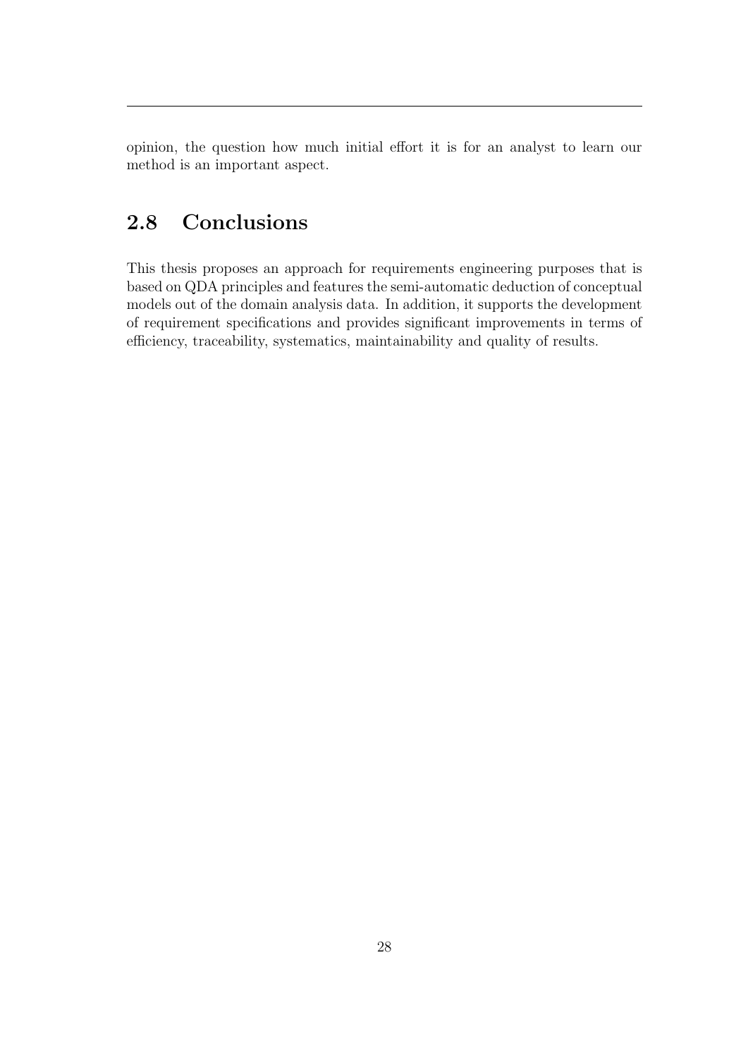opinion, the question how much initial effort it is for an analyst to learn our method is an important aspect.

## 2.8 Conclusions

This thesis proposes an approach for requirements engineering purposes that is based on QDA principles and features the semi-automatic deduction of conceptual models out of the domain analysis data. In addition, it supports the development of requirement specifications and provides significant improvements in terms of efficiency, traceability, systematics, maintainability and quality of results.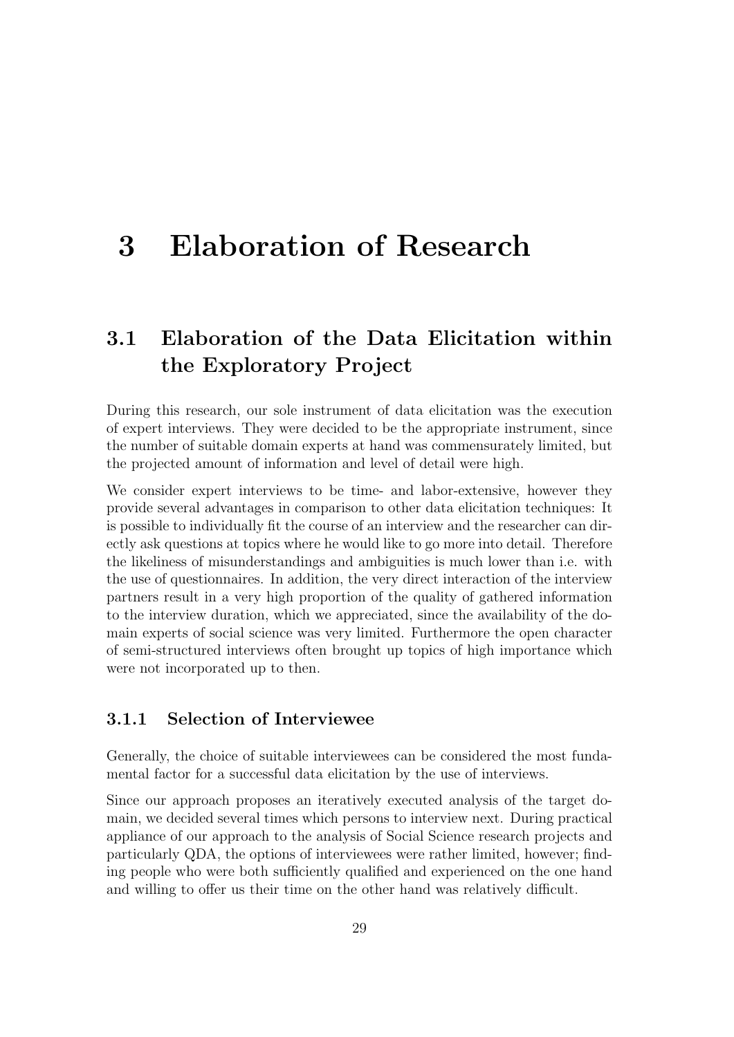# 3 Elaboration of Research

## 3.1 Elaboration of the Data Elicitation within the Exploratory Project

During this research, our sole instrument of data elicitation was the execution of expert interviews. They were decided to be the appropriate instrument, since the number of suitable domain experts at hand was commensurately limited, but the projected amount of information and level of detail were high.

We consider expert interviews to be time- and labor-extensive, however they provide several advantages in comparison to other data elicitation techniques: It is possible to individually fit the course of an interview and the researcher can directly ask questions at topics where he would like to go more into detail. Therefore the likeliness of misunderstandings and ambiguities is much lower than i.e. with the use of questionnaires. In addition, the very direct interaction of the interview partners result in a very high proportion of the quality of gathered information to the interview duration, which we appreciated, since the availability of the domain experts of social science was very limited. Furthermore the open character of semi-structured interviews often brought up topics of high importance which were not incorporated up to then.

### 3.1.1 Selection of Interviewee

Generally, the choice of suitable interviewees can be considered the most fundamental factor for a successful data elicitation by the use of interviews.

Since our approach proposes an iteratively executed analysis of the target domain, we decided several times which persons to interview next. During practical appliance of our approach to the analysis of Social Science research projects and particularly QDA, the options of interviewees were rather limited, however; finding people who were both sufficiently qualified and experienced on the one hand and willing to offer us their time on the other hand was relatively difficult.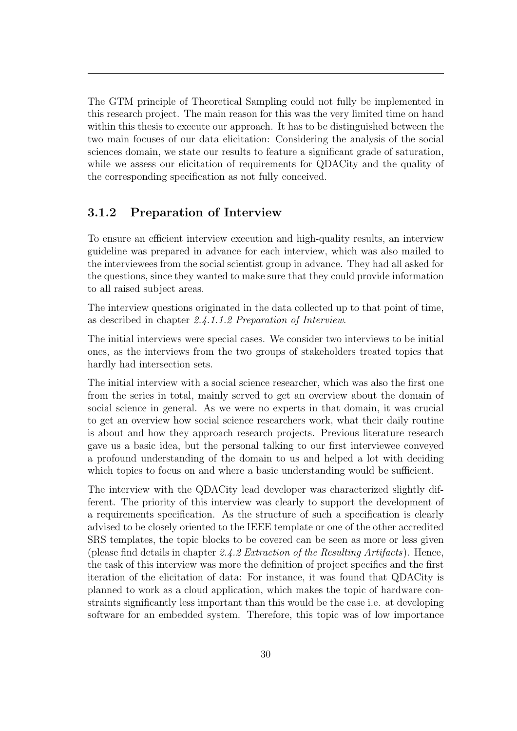The GTM principle of Theoretical Sampling could not fully be implemented in this research project. The main reason for this was the very limited time on hand within this thesis to execute our approach. It has to be distinguished between the two main focuses of our data elicitation: Considering the analysis of the social sciences domain, we state our results to feature a significant grade of saturation, while we assess our elicitation of requirements for QDACity and the quality of the corresponding specification as not fully conceived.

### 3.1.2 Preparation of Interview

To ensure an efficient interview execution and high-quality results, an interview guideline was prepared in advance for each interview, which was also mailed to the interviewees from the social scientist group in advance. They had all asked for the questions, since they wanted to make sure that they could provide information to all raised subject areas.

The interview questions originated in the data collected up to that point of time, as described in chapter *2.4.1.1.2 Preparation of Interview*.

The initial interviews were special cases. We consider two interviews to be initial ones, as the interviews from the two groups of stakeholders treated topics that hardly had intersection sets.

The initial interview with a social science researcher, which was also the first one from the series in total, mainly served to get an overview about the domain of social science in general. As we were no experts in that domain, it was crucial to get an overview how social science researchers work, what their daily routine is about and how they approach research projects. Previous literature research gave us a basic idea, but the personal talking to our first interviewee conveyed a profound understanding of the domain to us and helped a lot with deciding which topics to focus on and where a basic understanding would be sufficient.

The interview with the QDACity lead developer was characterized slightly different. The priority of this interview was clearly to support the development of a requirements specification. As the structure of such a specification is clearly advised to be closely oriented to the IEEE template or one of the other accredited SRS templates, the topic blocks to be covered can be seen as more or less given (please find details in chapter *2.4.2 Extraction of the Resulting Artifacts*). Hence, the task of this interview was more the definition of project specifics and the first iteration of the elicitation of data: For instance, it was found that QDACity is planned to work as a cloud application, which makes the topic of hardware constraints significantly less important than this would be the case i.e. at developing software for an embedded system. Therefore, this topic was of low importance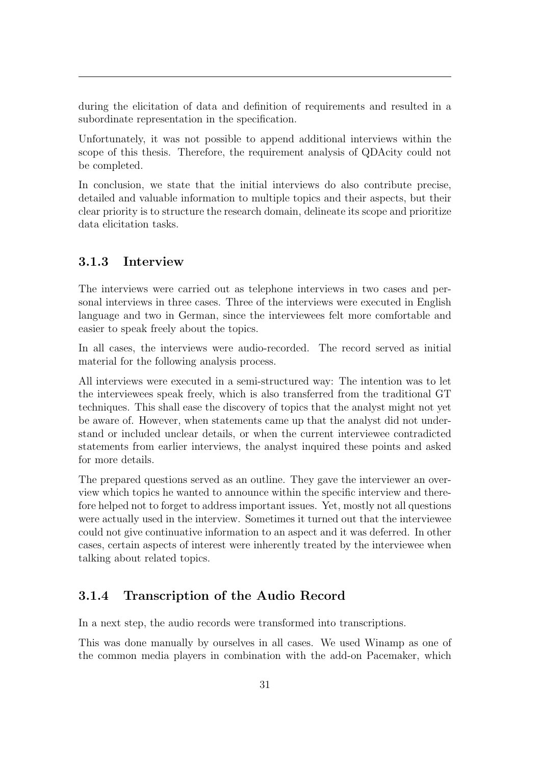during the elicitation of data and definition of requirements and resulted in a subordinate representation in the specification.

Unfortunately, it was not possible to append additional interviews within the scope of this thesis. Therefore, the requirement analysis of QDAcity could not be completed.

In conclusion, we state that the initial interviews do also contribute precise, detailed and valuable information to multiple topics and their aspects, but their clear priority is to structure the research domain, delineate its scope and prioritize data elicitation tasks.

### 3.1.3 Interview

The interviews were carried out as telephone interviews in two cases and personal interviews in three cases. Three of the interviews were executed in English language and two in German, since the interviewees felt more comfortable and easier to speak freely about the topics.

In all cases, the interviews were audio-recorded. The record served as initial material for the following analysis process.

All interviews were executed in a semi-structured way: The intention was to let the interviewees speak freely, which is also transferred from the traditional GT techniques. This shall ease the discovery of topics that the analyst might not yet be aware of. However, when statements came up that the analyst did not understand or included unclear details, or when the current interviewee contradicted statements from earlier interviews, the analyst inquired these points and asked for more details.

The prepared questions served as an outline. They gave the interviewer an overview which topics he wanted to announce within the specific interview and therefore helped not to forget to address important issues. Yet, mostly not all questions were actually used in the interview. Sometimes it turned out that the interviewee could not give continuative information to an aspect and it was deferred. In other cases, certain aspects of interest were inherently treated by the interviewee when talking about related topics.

### 3.1.4 Transcription of the Audio Record

In a next step, the audio records were transformed into transcriptions.

This was done manually by ourselves in all cases. We used Winamp as one of the common media players in combination with the add-on Pacemaker, which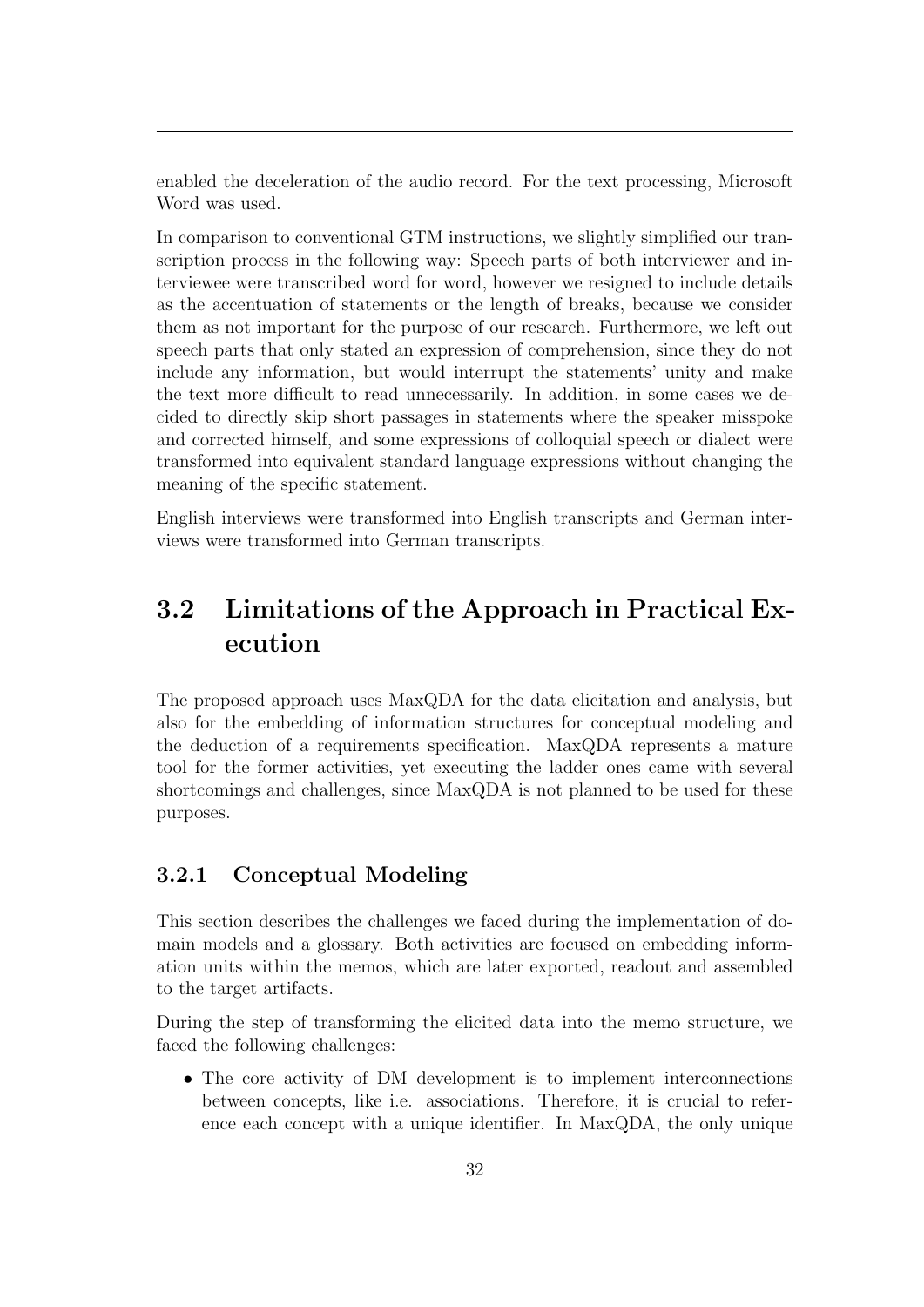enabled the deceleration of the audio record. For the text processing, Microsoft Word was used.

In comparison to conventional GTM instructions, we slightly simplified our transcription process in the following way: Speech parts of both interviewer and interviewee were transcribed word for word, however we resigned to include details as the accentuation of statements or the length of breaks, because we consider them as not important for the purpose of our research. Furthermore, we left out speech parts that only stated an expression of comprehension, since they do not include any information, but would interrupt the statements' unity and make the text more difficult to read unnecessarily. In addition, in some cases we decided to directly skip short passages in statements where the speaker misspoke and corrected himself, and some expressions of colloquial speech or dialect were transformed into equivalent standard language expressions without changing the meaning of the specific statement.

English interviews were transformed into English transcripts and German interviews were transformed into German transcripts.

## 3.2 Limitations of the Approach in Practical Execution

The proposed approach uses MaxQDA for the data elicitation and analysis, but also for the embedding of information structures for conceptual modeling and the deduction of a requirements specification. MaxQDA represents a mature tool for the former activities, yet executing the ladder ones came with several shortcomings and challenges, since MaxQDA is not planned to be used for these purposes.

### 3.2.1 Conceptual Modeling

This section describes the challenges we faced during the implementation of domain models and a glossary. Both activities are focused on embedding information units within the memos, which are later exported, readout and assembled to the target artifacts.

During the step of transforming the elicited data into the memo structure, we faced the following challenges:

- The core activity of DM development is to implement interconnections between concepts, like i.e. associations. Therefore, it is crucial to reference each concept with a unique identifier. In MaxQDA, the only unique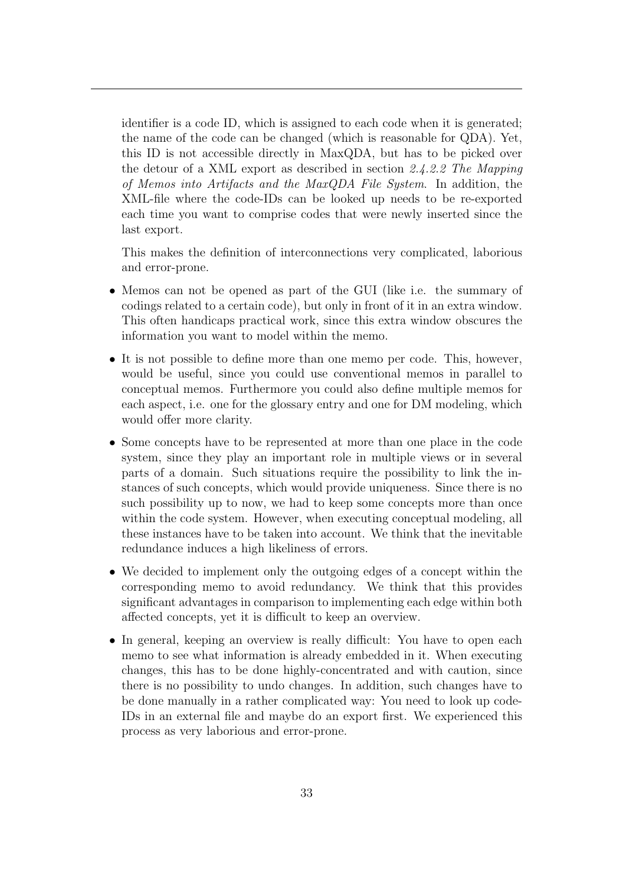identifier is a code ID, which is assigned to each code when it is generated; the name of the code can be changed (which is reasonable for QDA). Yet, this ID is not accessible directly in MaxQDA, but has to be picked over the detour of a XML export as described in section *2.4.2.2 The Mapping of Memos into Artifacts and the MaxQDA File System*. In addition, the XML-file where the code-IDs can be looked up needs to be re-exported each time you want to comprise codes that were newly inserted since the last export.

This makes the definition of interconnections very complicated, laborious and error-prone.

- Memos can not be opened as part of the GUI (like i.e. the summary of codings related to a certain code), but only in front of it in an extra window. This often handicaps practical work, since this extra window obscures the information you want to model within the memo.
- It is not possible to define more than one memo per code. This, however, would be useful, since you could use conventional memos in parallel to conceptual memos. Furthermore you could also define multiple memos for each aspect, i.e. one for the glossary entry and one for DM modeling, which would offer more clarity.
- Some concepts have to be represented at more than one place in the code system, since they play an important role in multiple views or in several parts of a domain. Such situations require the possibility to link the instances of such concepts, which would provide uniqueness. Since there is no such possibility up to now, we had to keep some concepts more than once within the code system. However, when executing conceptual modeling, all these instances have to be taken into account. We think that the inevitable redundance induces a high likeliness of errors.
- We decided to implement only the outgoing edges of a concept within the corresponding memo to avoid redundancy. We think that this provides significant advantages in comparison to implementing each edge within both affected concepts, yet it is difficult to keep an overview.
- In general, keeping an overview is really difficult: You have to open each memo to see what information is already embedded in it. When executing changes, this has to be done highly-concentrated and with caution, since there is no possibility to undo changes. In addition, such changes have to be done manually in a rather complicated way: You need to look up code-IDs in an external file and maybe do an export first. We experienced this process as very laborious and error-prone.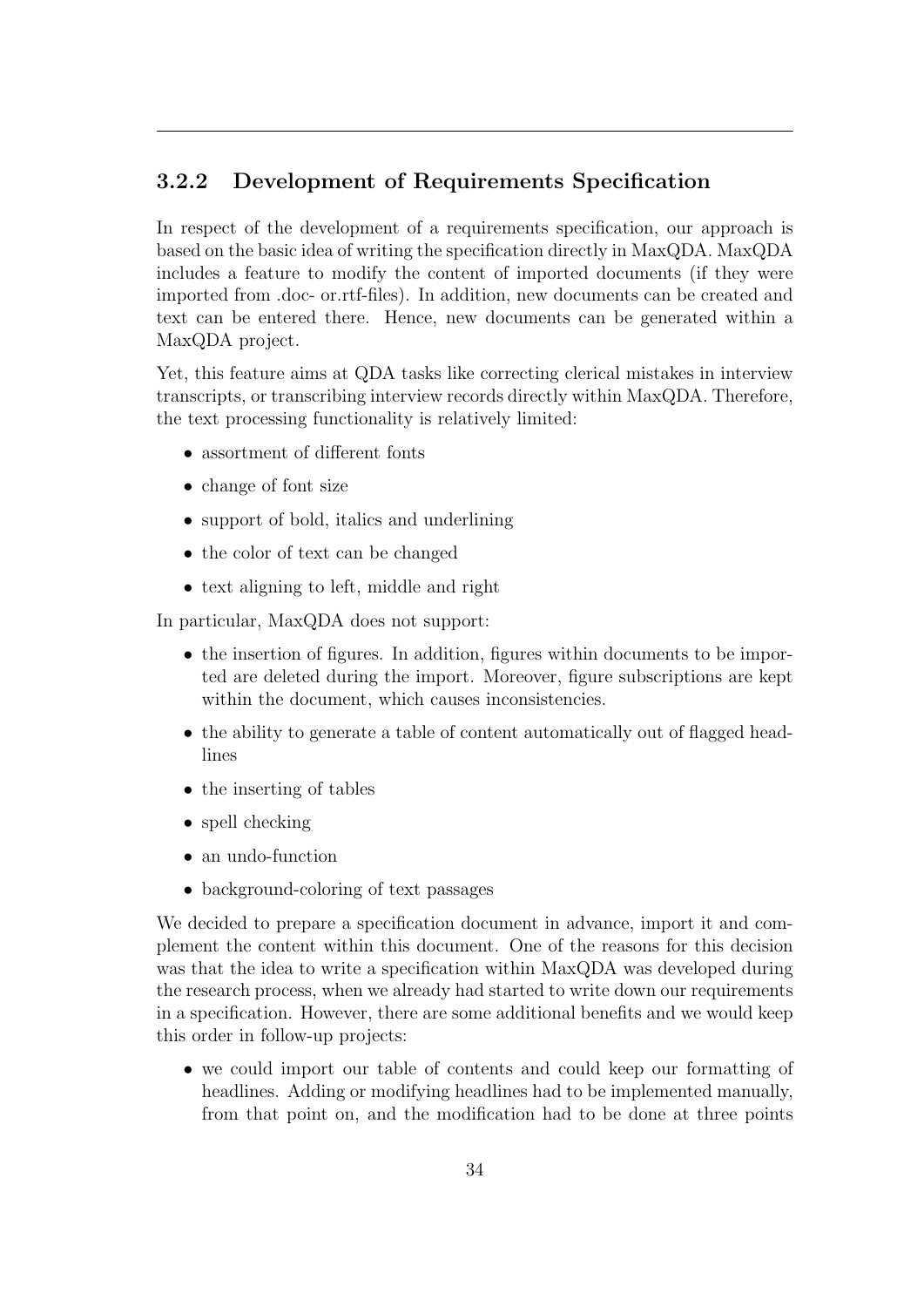### 3.2.2 Development of Requirements Specification

In respect of the development of a requirements specification, our approach is based on the basic idea of writing the specification directly in MaxQDA. MaxQDA includes a feature to modify the content of imported documents (if they were imported from .doc- or.rtf-files). In addition, new documents can be created and text can be entered there. Hence, new documents can be generated within a MaxQDA project.

Yet, this feature aims at QDA tasks like correcting clerical mistakes in interview transcripts, or transcribing interview records directly within MaxQDA. Therefore, the text processing functionality is relatively limited:

- assortment of different fonts
- change of font size
- support of bold, italics and underlining
- the color of text can be changed
- text aligning to left, middle and right

In particular, MaxQDA does not support:

- the insertion of figures. In addition, figures within documents to be imported are deleted during the import. Moreover, figure subscriptions are kept within the document, which causes inconsistencies.
- the ability to generate a table of content automatically out of flagged headlines
- the inserting of tables
- spell checking
- an undo-function
- background-coloring of text passages

We decided to prepare a specification document in advance, import it and complement the content within this document. One of the reasons for this decision was that the idea to write a specification within MaxQDA was developed during the research process, when we already had started to write down our requirements in a specification. However, there are some additional benefits and we would keep this order in follow-up projects:

- we could import our table of contents and could keep our formatting of headlines. Adding or modifying headlines had to be implemented manually, from that point on, and the modification had to be done at three points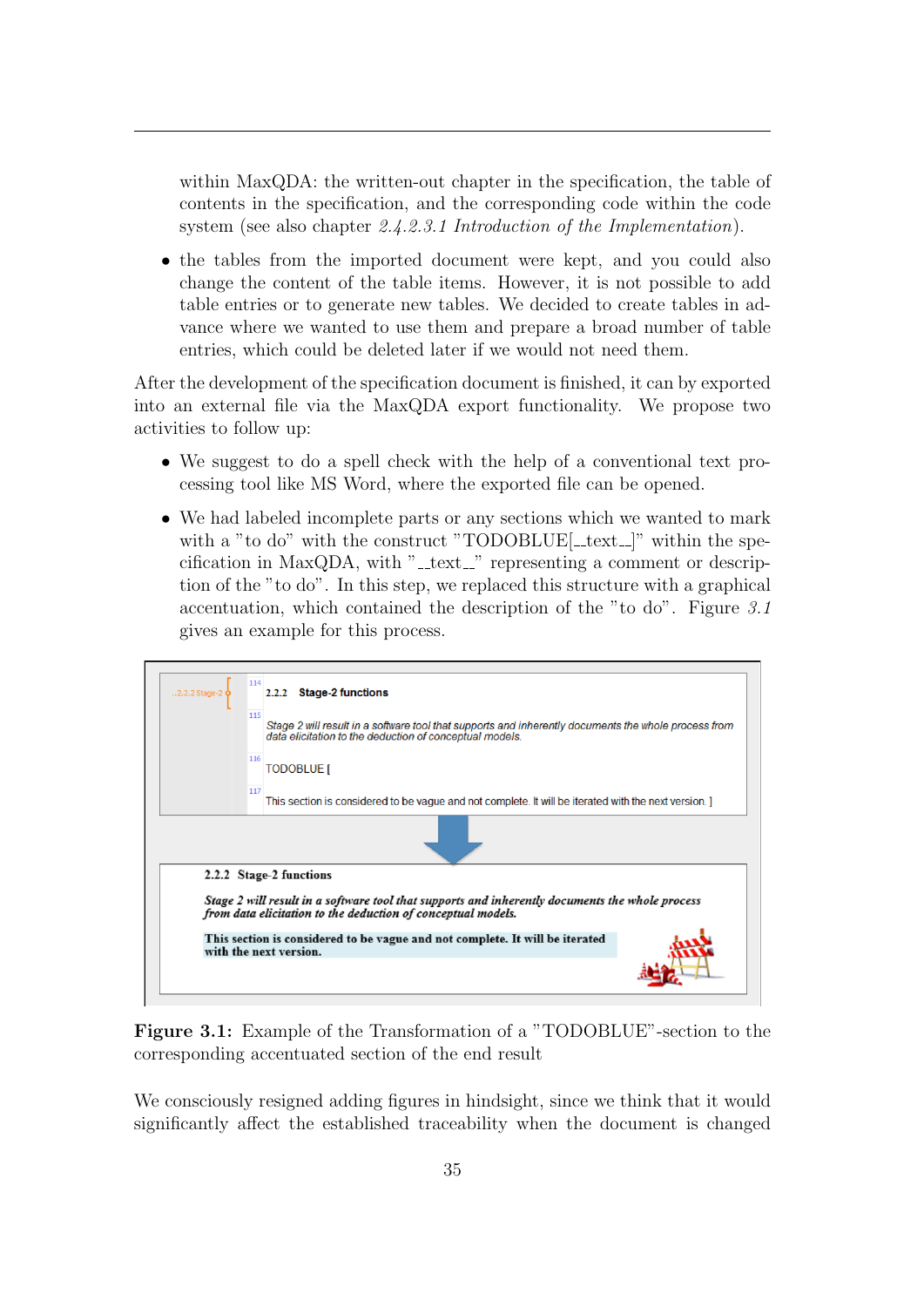within MaxQDA: the written-out chapter in the specification, the table of contents in the specification, and the corresponding code within the code system (see also chapter *2.4.2.3.1 Introduction of the Implementation*).

- the tables from the imported document were kept, and you could also change the content of the table items. However, it is not possible to add table entries or to generate new tables. We decided to create tables in advance where we wanted to use them and prepare a broad number of table entries, which could be deleted later if we would not need them.

After the development of the specification document is finished, it can by exported into an external file via the MaxQDA export functionality. We propose two activities to follow up:

- We suggest to do a spell check with the help of a conventional text processing tool like MS Word, where the exported file can be opened.
- We had labeled incomplete parts or any sections which we wanted to mark with a "to do" with the construct "TODOBLUE[__text__]" within the specification in MaxQDA, with "__text__" representing a comment or description of the "to do". In this step, we replaced this structure with a graphical accentuation, which contained the description of the "to do". Figure *3.1* gives an example for this process.

..2.2.2 Stage-2

114 2.2.2 Stage-2 functions

115 Stage 2 will result in a software tool that supports and inherently documents the whole process from data elicitation to the deduction of conceptual models.

116 TODOBLUE [

117 This section is considered to be vague and not complete. It will be iterated with the next version. ]

2.2.2 Stage-2 functions

*Stage 2 will result in a software tool that supports and inherently documents the whole process from data elicitation to the deduction of conceptual models.*

**This section is considered to be vague and not complete. It will be iterated with the next version.**

**Figure 3.1:** Example of the Transformation of a "TODOBLUE"-section to the corresponding accentuated section of the end result

We consciously resigned adding figures in hindsight, since we think that it would significantly affect the established traceability when the document is changed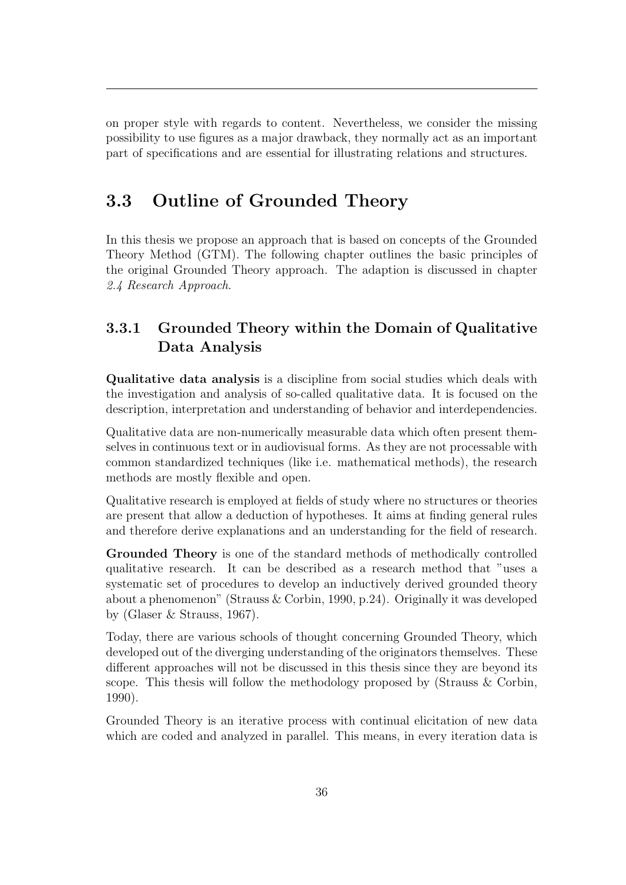on proper style with regards to content. Nevertheless, we consider the missing possibility to use figures as a major drawback, they normally act as an important part of specifications and are essential for illustrating relations and structures.

## 3.3 Outline of Grounded Theory

In this thesis we propose an approach that is based on concepts of the Grounded Theory Method (GTM). The following chapter outlines the basic principles of the original Grounded Theory approach. The adaption is discussed in chapter *2.4 Research Approach*.

### 3.3.1 Grounded Theory within the Domain of Qualitative Data Analysis

**Qualitative data analysis** is a discipline from social studies which deals with the investigation and analysis of so-called qualitative data. It is focused on the description, interpretation and understanding of behavior and interdependencies.

Qualitative data are non-numerically measurable data which often present themselves in continuous text or in audiovisual forms. As they are not processable with common standardized techniques (like i.e. mathematical methods), the research methods are mostly flexible and open.

Qualitative research is employed at fields of study where no structures or theories are present that allow a deduction of hypotheses. It aims at finding general rules and therefore derive explanations and an understanding for the field of research.

**Grounded Theory** is one of the standard methods of methodically controlled qualitative research. It can be described as a research method that "uses a systematic set of procedures to develop an inductively derived grounded theory about a phenomenon" (Strauss & Corbin, 1990, p.24). Originally it was developed by (Glaser & Strauss, 1967).

Today, there are various schools of thought concerning Grounded Theory, which developed out of the diverging understanding of the originators themselves. These different approaches will not be discussed in this thesis since they are beyond its scope. This thesis will follow the methodology proposed by (Strauss & Corbin, 1990).

Grounded Theory is an iterative process with continual elicitation of new data which are coded and analyzed in parallel. This means, in every iteration data is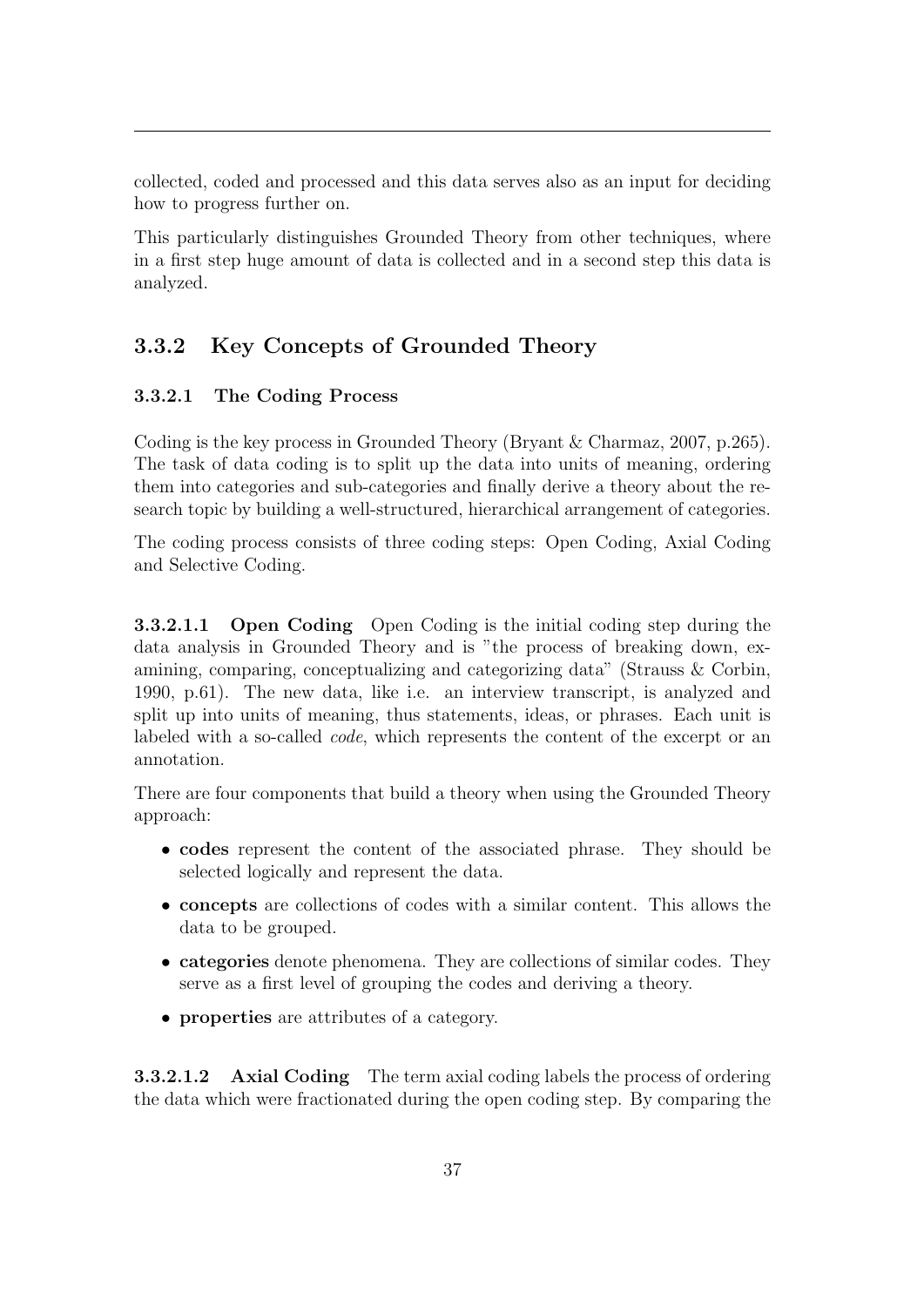collected, coded and processed and this data serves also as an input for deciding how to progress further on.

This particularly distinguishes Grounded Theory from other techniques, where in a first step huge amount of data is collected and in a second step this data is analyzed.

### 3.3.2 Key Concepts of Grounded Theory

#### 3.3.2.1 The Coding Process

Coding is the key process in Grounded Theory (Bryant & Charmaz, 2007, p.265). The task of data coding is to split up the data into units of meaning, ordering them into categories and sub-categories and finally derive a theory about the research topic by building a well-structured, hierarchical arrangement of categories.

The coding process consists of three coding steps: Open Coding, Axial Coding and Selective Coding.

**3.3.2.1.1 Open Coding** Open Coding is the initial coding step during the data analysis in Grounded Theory and is "the process of breaking down, examining, comparing, conceptualizing and categorizing data" (Strauss & Corbin, 1990, p.61). The new data, like i.e. an interview transcript, is analyzed and split up into units of meaning, thus statements, ideas, or phrases. Each unit is labeled with a so-called *code*, which represents the content of the excerpt or an annotation.

There are four components that build a theory when using the Grounded Theory approach:

- **codes** represent the content of the associated phrase. They should be selected logically and represent the data.
- **concepts** are collections of codes with a similar content. This allows the data to be grouped.
- **categories** denote phenomena. They are collections of similar codes. They serve as a first level of grouping the codes and deriving a theory.
- **properties** are attributes of a category.

**3.3.2.1.2 Axial Coding** The term axial coding labels the process of ordering the data which were fractionated during the open coding step. By comparing the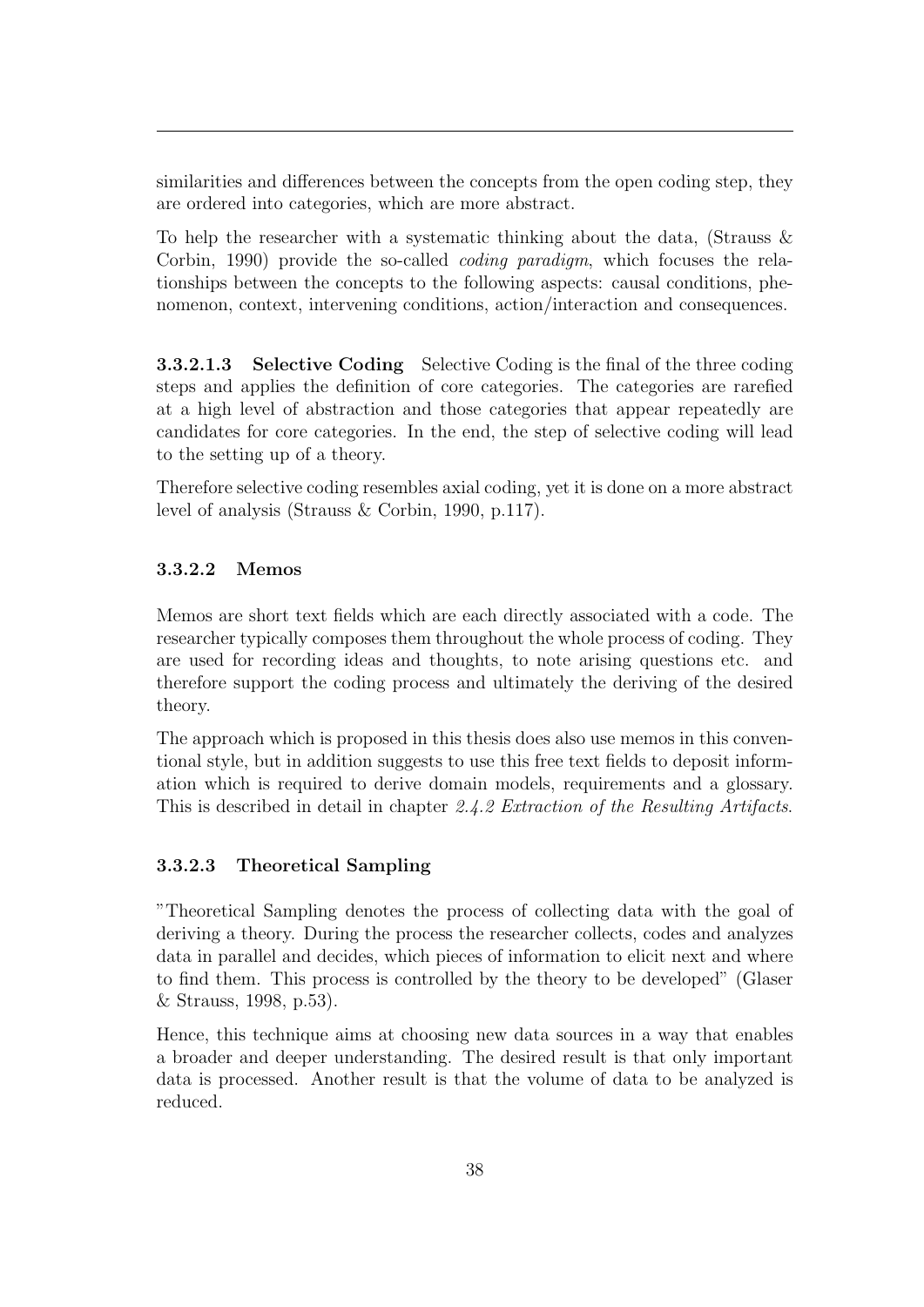similarities and differences between the concepts from the open coding step, they are ordered into categories, which are more abstract.

To help the researcher with a systematic thinking about the data, (Strauss & Corbin, 1990) provide the so-called *coding paradigm*, which focuses the relationships between the concepts to the following aspects: causal conditions, phenomenon, context, intervening conditions, action/interaction and consequences.

**3.3.2.1.3 Selective Coding** Selective Coding is the final of the three coding steps and applies the definition of core categories. The categories are rarefied at a high level of abstraction and those categories that appear repeatedly are candidates for core categories. In the end, the step of selective coding will lead to the setting up of a theory.

Therefore selective coding resembles axial coding, yet it is done on a more abstract level of analysis (Strauss & Corbin, 1990, p.117).

#### 3.3.2.2 Memos

Memos are short text fields which are each directly associated with a code. The researcher typically composes them throughout the whole process of coding. They are used for recording ideas and thoughts, to note arising questions etc. and therefore support the coding process and ultimately the deriving of the desired theory.

The approach which is proposed in this thesis does also use memos in this conventional style, but in addition suggests to use this free text fields to deposit information which is required to derive domain models, requirements and a glossary. This is described in detail in chapter *2.4.2 Extraction of the Resulting Artifacts*.

#### 3.3.2.3 Theoretical Sampling

"Theoretical Sampling denotes the process of collecting data with the goal of deriving a theory. During the process the researcher collects, codes and analyzes data in parallel and decides, which pieces of information to elicit next and where to find them. This process is controlled by the theory to be developed" (Glaser & Strauss, 1998, p.53).

Hence, this technique aims at choosing new data sources in a way that enables a broader and deeper understanding. The desired result is that only important data is processed. Another result is that the volume of data to be analyzed is reduced.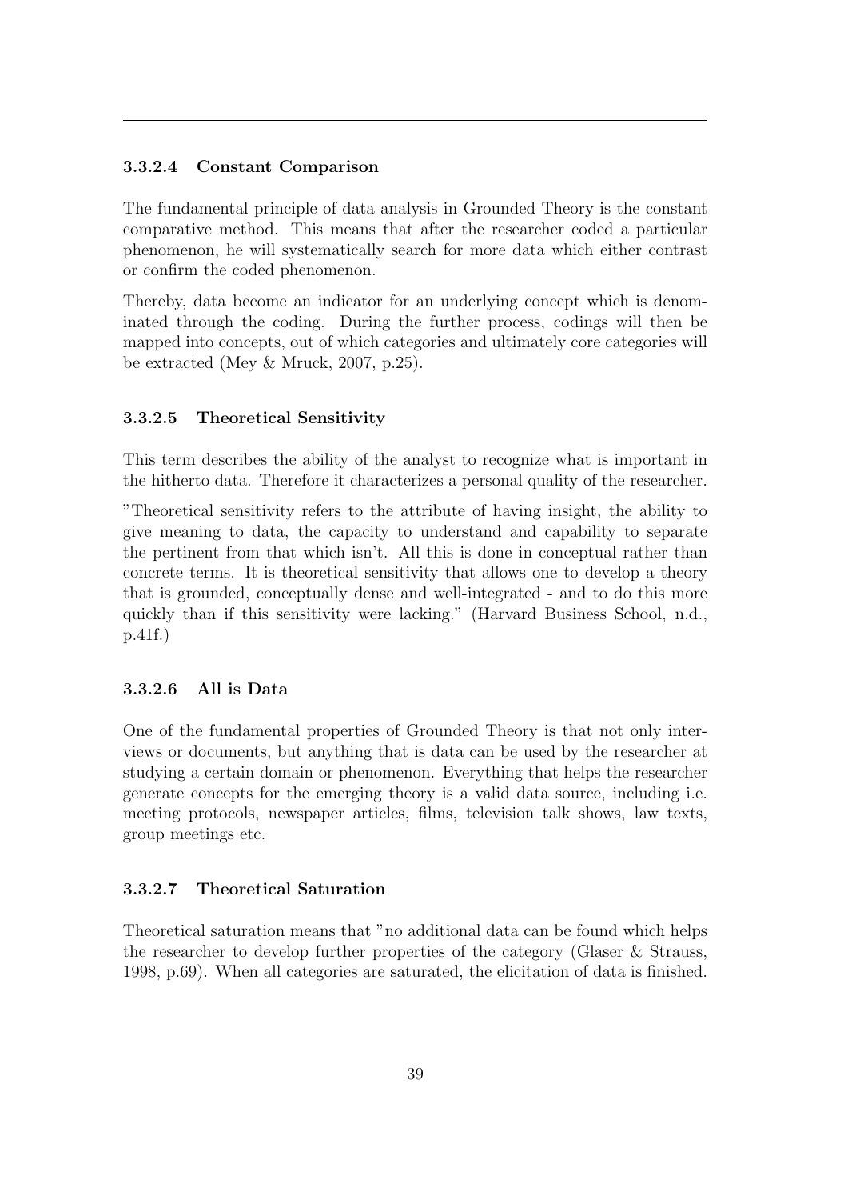#### 3.3.2.4 Constant Comparison

The fundamental principle of data analysis in Grounded Theory is the constant comparative method. This means that after the researcher coded a particular phenomenon, he will systematically search for more data which either contrast or confirm the coded phenomenon.

Thereby, data become an indicator for an underlying concept which is denominated through the coding. During the further process, codings will then be mapped into concepts, out of which categories and ultimately core categories will be extracted (Mey & Mruck, 2007, p.25).

#### 3.3.2.5 Theoretical Sensitivity

This term describes the ability of the analyst to recognize what is important in the hitherto data. Therefore it characterizes a personal quality of the researcher.

"Theoretical sensitivity refers to the attribute of having insight, the ability to give meaning to data, the capacity to understand and capability to separate the pertinent from that which isn't. All this is done in conceptual rather than concrete terms. It is theoretical sensitivity that allows one to develop a theory that is grounded, conceptually dense and well-integrated - and to do this more quickly than if this sensitivity were lacking." (Harvard Business School, n.d., p.41f.)

#### 3.3.2.6 All is Data

One of the fundamental properties of Grounded Theory is that not only interviews or documents, but anything that is data can be used by the researcher at studying a certain domain or phenomenon. Everything that helps the researcher generate concepts for the emerging theory is a valid data source, including i.e. meeting protocols, newspaper articles, films, television talk shows, law texts, group meetings etc.

#### 3.3.2.7 Theoretical Saturation

Theoretical saturation means that "no additional data can be found which helps the researcher to develop further properties of the category (Glaser & Strauss, 1998, p.69). When all categories are saturated, the elicitation of data is finished.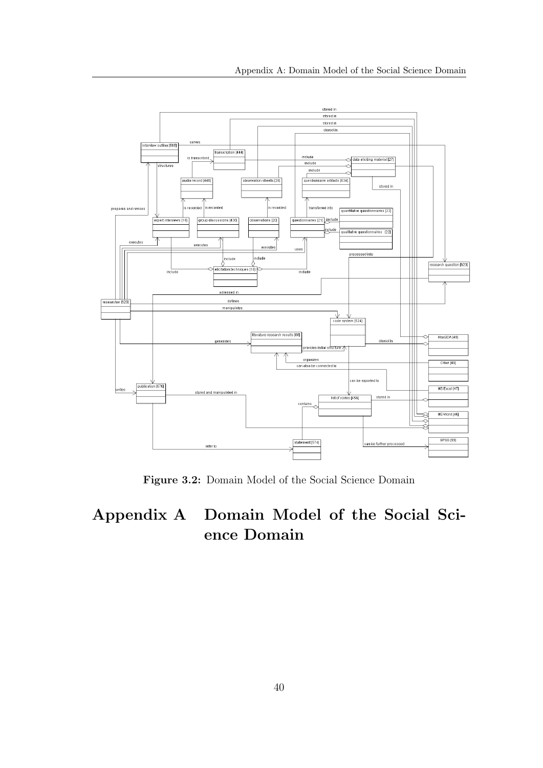**Figure 3.2:** Domain Model of the Social Science Domain

# Appendix A Domain Model of the Social Science Domain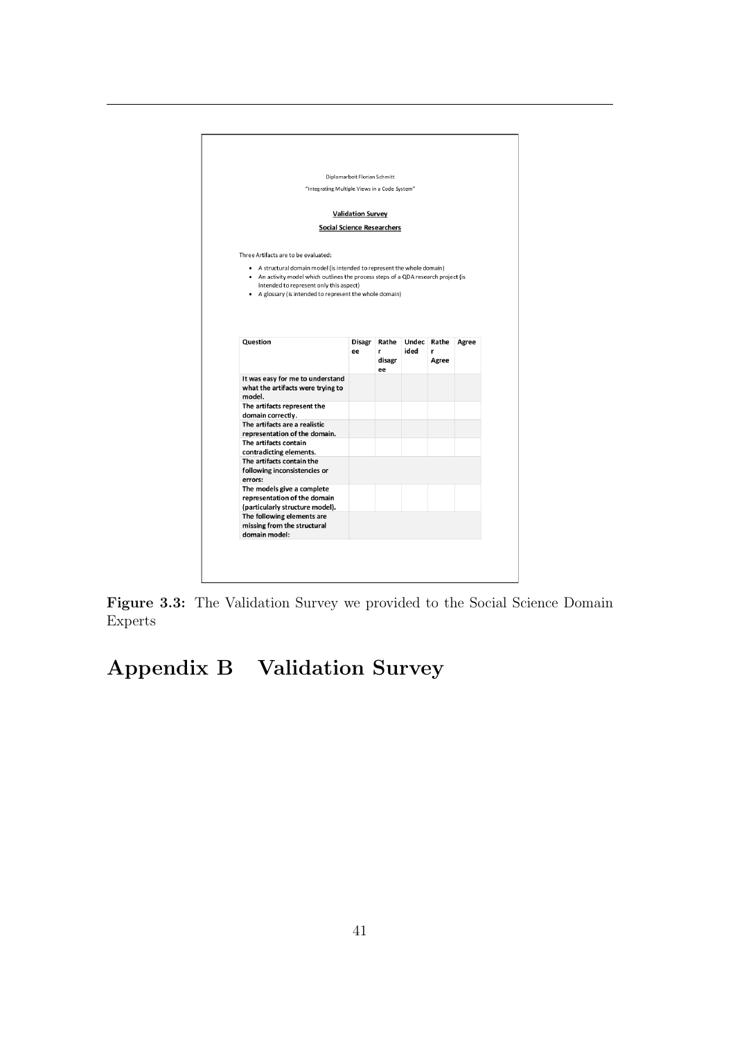Diplomarbeit Florian Schmitt

"Integrating Multiple Views in a Code System"

**Validation Survey**

**Social Science Researchers**

Three Artifacts are to be evaluated:

- A structural domain model (is intended to represent the whole domain)
- An activity model which outlines the process steps of a QDA research project (is intended to represent only this aspect)
- A glossary (is intended to represent the whole domain)

| Question | Disagree | Rather disagree | Undecided | Rather Agree | Agree |
|---|---|---|---|---|---|
| It was easy for me to understand what the artifacts were trying to model. | | | | | |
| The artifacts represent the domain correctly. | | | | | |
| The artifacts are a realistic representation of the domain. | | | | | |
| The artifacts contain contradicting elements. | | | | | |
| The artifacts contain the following inconsistencies or errors: | | | | | |
| The models give a complete representation of the domain (particularly structure model). | | | | | |
| The following elements are missing from the structural domain model: | | | | | |

**Figure 3.3:** The Validation Survey we provided to the Social Science Domain Experts

# Appendix B Validation Survey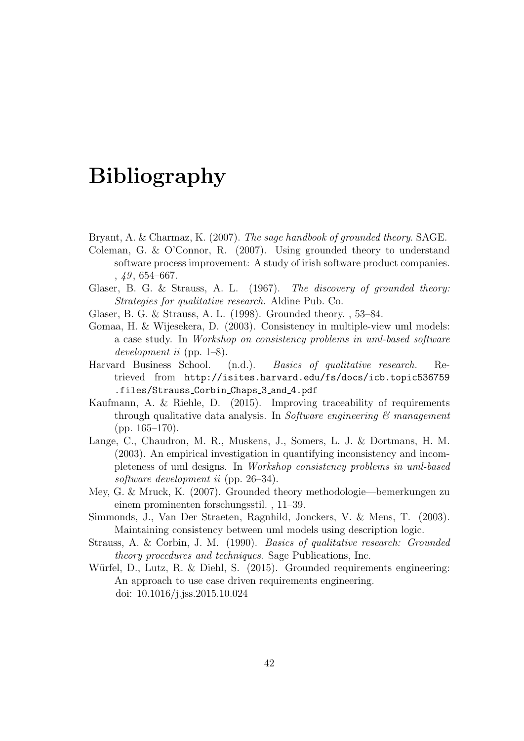# Bibliography

Bryant, A. & Charmaz, K. (2007). *The sage handbook of grounded theory*. SAGE.

Coleman, G. & O'Connor, R. (2007). Using grounded theory to understand software process improvement: A study of irish software product companies. , *49*, 654–667.

Glaser, B. G. & Strauss, A. L. (1967). *The discovery of grounded theory: Strategies for qualitative research*. Aldine Pub. Co.

Glaser, B. G. & Strauss, A. L. (1998). Grounded theory. , 53–84.

Gomaa, H. & Wijesekera, D. (2003). Consistency in multiple-view uml models: a case study. In *Workshop on consistency problems in uml-based software development ii* (pp. 1–8).

Harvard Business School. (n.d.). *Basics of qualitative research.* Retrieved from `http://isites.harvard.edu/fs/docs/icb.topic536759.files/Strauss_Corbin_Chaps_3_and_4.pdf`

Kaufmann, A. & Riehle, D. (2015). Improving traceability of requirements through qualitative data analysis. In *Software engineering & management* (pp. 165–170).

Lange, C., Chaudron, M. R., Muskens, J., Somers, L. J. & Dortmans, H. M. (2003). An empirical investigation in quantifying inconsistency and incompleteness of uml designs. In *Workshop consistency problems in uml-based software development ii* (pp. 26–34).

Mey, G. & Mruck, K. (2007). Grounded theory methodologie—bemerkungen zu einem prominenten forschungsstil. , 11–39.

Simmonds, J., Van Der Straeten, Ragnhild, Jonckers, V. & Mens, T. (2003). Maintaining consistency between uml models using description logic.

Strauss, A. & Corbin, J. M. (1990). *Basics of qualitative research: Grounded theory procedures and techniques*. Sage Publications, Inc.

Würfel, D., Lutz, R. & Diehl, S. (2015). Grounded requirements engineering: An approach to use case driven requirements engineering. doi: 10.1016/j.jss.2015.10.024